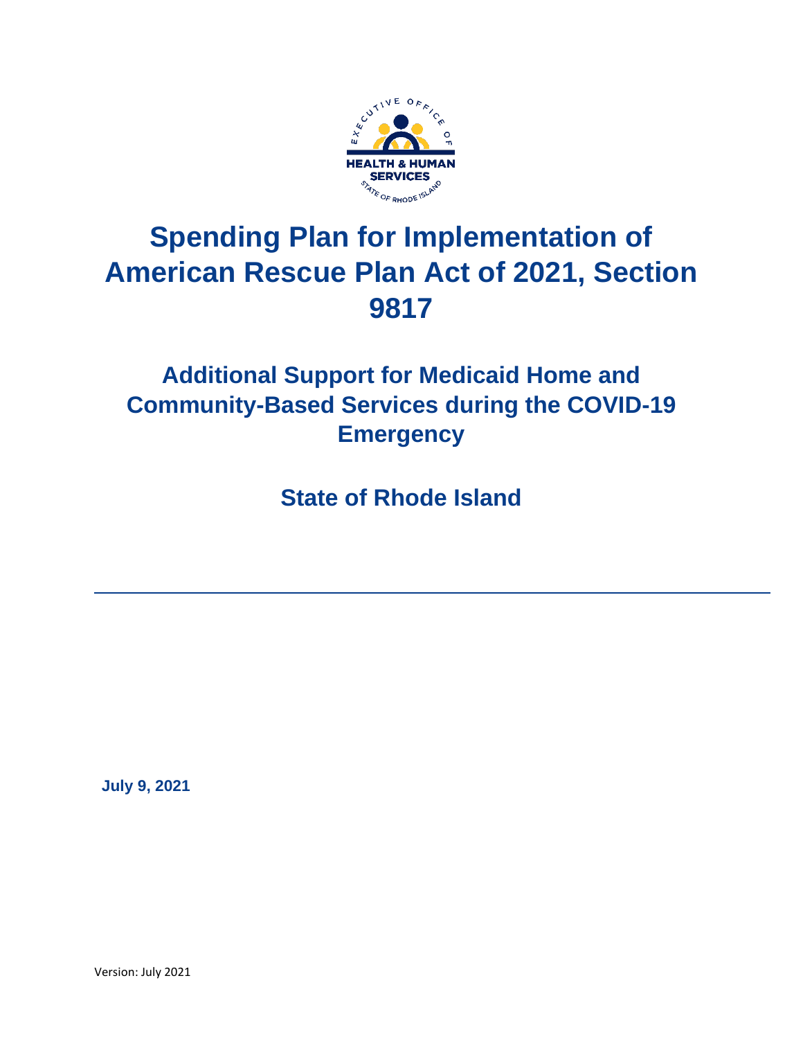# Spending Plan for Implementation of American Rescue Plan Act of 2021, Section 9817

## Additional Support for Medicaid Home and Community-Based Services during the COVID-19 Emergency

## State of Rhode Island

**July 9, 2021**

Version: July 2021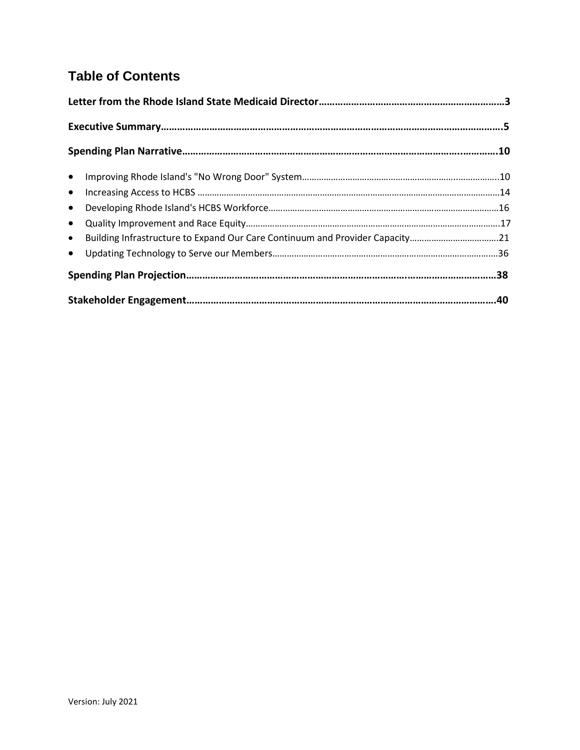## Table of Contents

**Letter from the Rhode Island State Medicaid Director………………………………………………………….3**

**Executive Summary…………………………………………………………………………………………………………….5**

**Spending Plan Narrative………………………………………………………………………………………..………….10**

- Improving Rhode Island's "No Wrong Door" System……………………………………………………...…………..10
- Increasing Access to HCBS ……………………………………………………………………………………………………14
- Developing Rhode Island's HCBS Workforce……………………………………………………………………………16
- Quality Improvement and Race Equity………………………………………………………………………………….17
- Building Infrastructure to Expand Our Care Continuum and Provider Capacity………………………………21
- Updating Technology to Serve our Members…………………………………………………………………………36

**Spending Plan Projection…………………………………………………………………….……………………………38**

**Stakeholder Engagement…………………………………………………………………………………………………40**

Version: July 2021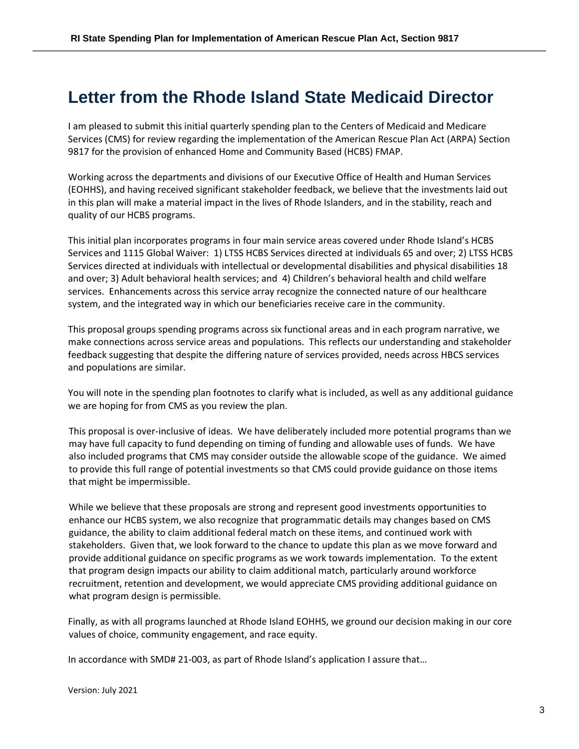# Letter from the Rhode Island State Medicaid Director

I am pleased to submit this initial quarterly spending plan to the Centers of Medicaid and Medicare Services (CMS) for review regarding the implementation of the American Rescue Plan Act (ARPA) Section 9817 for the provision of enhanced Home and Community Based (HCBS) FMAP.

Working across the departments and divisions of our Executive Office of Health and Human Services (EOHHS), and having received significant stakeholder feedback, we believe that the investments laid out in this plan will make a material impact in the lives of Rhode Islanders, and in the stability, reach and quality of our HCBS programs.

This initial plan incorporates programs in four main service areas covered under Rhode Island's HCBS Services and 1115 Global Waiver: 1) LTSS HCBS Services directed at individuals 65 and over; 2) LTSS HCBS Services directed at individuals with intellectual or developmental disabilities and physical disabilities 18 and over; 3) Adult behavioral health services; and 4) Children's behavioral health and child welfare services. Enhancements across this service array recognize the connected nature of our healthcare system, and the integrated way in which our beneficiaries receive care in the community.

This proposal groups spending programs across six functional areas and in each program narrative, we make connections across service areas and populations. This reflects our understanding and stakeholder feedback suggesting that despite the differing nature of services provided, needs across HBCS services and populations are similar.

You will note in the spending plan footnotes to clarify what is included, as well as any additional guidance we are hoping for from CMS as you review the plan.

This proposal is over-inclusive of ideas. We have deliberately included more potential programs than we may have full capacity to fund depending on timing of funding and allowable uses of funds. We have also included programs that CMS may consider outside the allowable scope of the guidance. We aimed to provide this full range of potential investments so that CMS could provide guidance on those items that might be impermissible.

While we believe that these proposals are strong and represent good investments opportunities to enhance our HCBS system, we also recognize that programmatic details may changes based on CMS guidance, the ability to claim additional federal match on these items, and continued work with stakeholders. Given that, we look forward to the chance to update this plan as we move forward and provide additional guidance on specific programs as we work towards implementation. To the extent that program design impacts our ability to claim additional match, particularly around workforce recruitment, retention and development, we would appreciate CMS providing additional guidance on what program design is permissible.

Finally, as with all programs launched at Rhode Island EOHHS, we ground our decision making in our core values of choice, community engagement, and race equity.

In accordance with SMD# 21-003, as part of Rhode Island's application I assure that…

Version: July 2021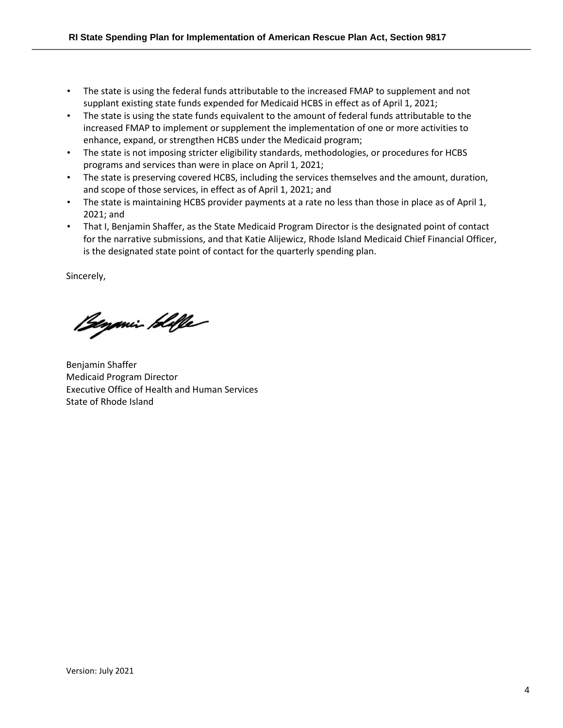- The state is using the federal funds attributable to the increased FMAP to supplement and not supplant existing state funds expended for Medicaid HCBS in effect as of April 1, 2021;
- The state is using the state funds equivalent to the amount of federal funds attributable to the increased FMAP to implement or supplement the implementation of one or more activities to enhance, expand, or strengthen HCBS under the Medicaid program;
- The state is not imposing stricter eligibility standards, methodologies, or procedures for HCBS programs and services than were in place on April 1, 2021;
- The state is preserving covered HCBS, including the services themselves and the amount, duration, and scope of those services, in effect as of April 1, 2021; and
- The state is maintaining HCBS provider payments at a rate no less than those in place as of April 1, 2021; and
- That I, Benjamin Shaffer, as the State Medicaid Program Director is the designated point of contact for the narrative submissions, and that Katie Alijewicz, Rhode Island Medicaid Chief Financial Officer, is the designated state point of contact for the quarterly spending plan.

Sincerely,

Benjamin Shaffer
Medicaid Program Director
Executive Office of Health and Human Services
State of Rhode Island

Version: July 2021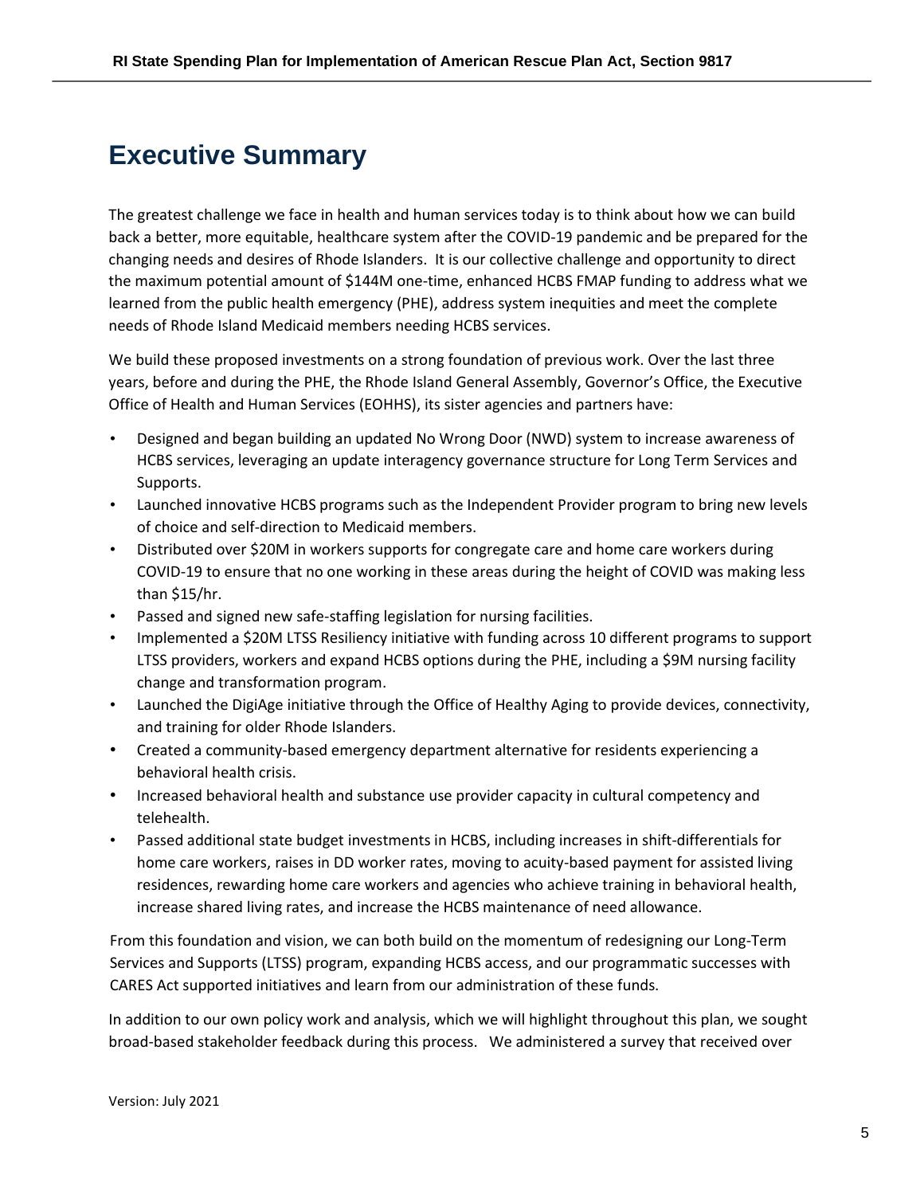# Executive Summary

The greatest challenge we face in health and human services today is to think about how we can build back a better, more equitable, healthcare system after the COVID-19 pandemic and be prepared for the changing needs and desires of Rhode Islanders. It is our collective challenge and opportunity to direct the maximum potential amount of $144M one-time, enhanced HCBS FMAP funding to address what we learned from the public health emergency (PHE), address system inequities and meet the complete needs of Rhode Island Medicaid members needing HCBS services.

We build these proposed investments on a strong foundation of previous work. Over the last three years, before and during the PHE, the Rhode Island General Assembly, Governor's Office, the Executive Office of Health and Human Services (EOHHS), its sister agencies and partners have:

- Designed and began building an updated No Wrong Door (NWD) system to increase awareness of HCBS services, leveraging an update interagency governance structure for Long Term Services and Supports.
- Launched innovative HCBS programs such as the Independent Provider program to bring new levels of choice and self-direction to Medicaid members.
- Distributed over $20M in workers supports for congregate care and home care workers during COVID-19 to ensure that no one working in these areas during the height of COVID was making less than $15/hr.
- Passed and signed new safe-staffing legislation for nursing facilities.
- Implemented a $20M LTSS Resiliency initiative with funding across 10 different programs to support LTSS providers, workers and expand HCBS options during the PHE, including a $9M nursing facility change and transformation program.
- Launched the DigiAge initiative through the Office of Healthy Aging to provide devices, connectivity, and training for older Rhode Islanders.
- Created a community-based emergency department alternative for residents experiencing a behavioral health crisis.
- Increased behavioral health and substance use provider capacity in cultural competency and telehealth.
- Passed additional state budget investments in HCBS, including increases in shift-differentials for home care workers, raises in DD worker rates, moving to acuity-based payment for assisted living residences, rewarding home care workers and agencies who achieve training in behavioral health, increase shared living rates, and increase the HCBS maintenance of need allowance.

From this foundation and vision, we can both build on the momentum of redesigning our Long-Term Services and Supports (LTSS) program, expanding HCBS access, and our programmatic successes with CARES Act supported initiatives and learn from our administration of these funds.

In addition to our own policy work and analysis, which we will highlight throughout this plan, we sought broad-based stakeholder feedback during this process. We administered a survey that received over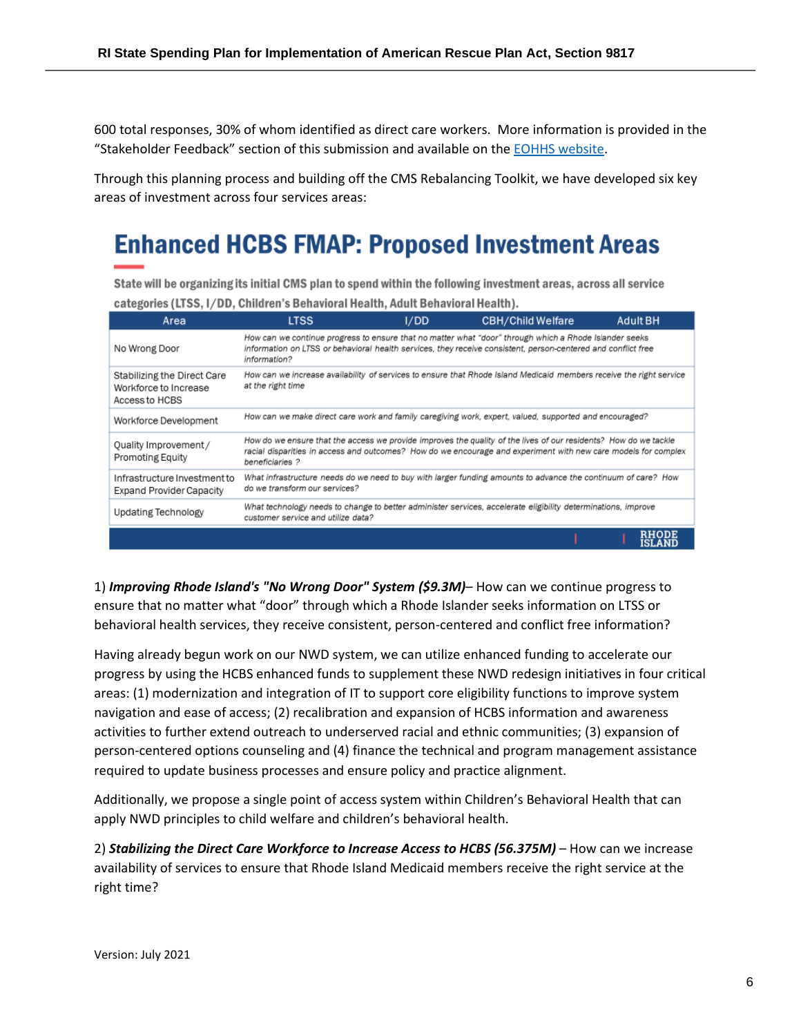600 total responses, 30% of whom identified as direct care workers. More information is provided in the "Stakeholder Feedback" section of this submission and available on the EOHHS website.

Through this planning process and building off the CMS Rebalancing Toolkit, we have developed six key areas of investment across four services areas:

## Enhanced HCBS FMAP: Proposed Investment Areas

State will be organizing its initial CMS plan to spend within the following investment areas, across all service categories (LTSS, I/DD, Children's Behavioral Health, Adult Behavioral Health).

| Area | LTSS / I/DD / CBH/Child Welfare / Adult BH |
|---|---|
| No Wrong Door | *How can we continue progress to ensure that no matter what "door" through which a Rhode Islander seeks information on LTSS or behavioral health services, they receive consistent, person-centered and conflict free information?* |
| Stabilizing the Direct Care Workforce to Increase Access to HCBS | *How can we increase availability of services to ensure that Rhode Island Medicaid members receive the right service at the right time* |
| Workforce Development | *How can we make direct care work and family caregiving work, expert, valued, supported and encouraged?* |
| Quality Improvement/ Promoting Equity | *How do we ensure that the access we provide improves the quality of the lives of our residents? How do we tackle racial disparities in access and outcomes? How do we encourage and experiment with new care models for complex beneficiaries ?* |
| Infrastructure Investment to Expand Provider Capacity | *What infrastructure needs do we need to buy with larger funding amounts to advance the continuum of care? How do we transform our services?* |
| Updating Technology | *What technology needs to change to better administer services, accelerate eligibility determinations, improve customer service and utilize data?* |

1) ***Improving Rhode Island's "No Wrong Door" System ($9.3M)***– How can we continue progress to ensure that no matter what "door" through which a Rhode Islander seeks information on LTSS or behavioral health services, they receive consistent, person-centered and conflict free information?

Having already begun work on our NWD system, we can utilize enhanced funding to accelerate our progress by using the HCBS enhanced funds to supplement these NWD redesign initiatives in four critical areas: (1) modernization and integration of IT to support core eligibility functions to improve system navigation and ease of access; (2) recalibration and expansion of HCBS information and awareness activities to further extend outreach to underserved racial and ethnic communities; (3) expansion of person-centered options counseling and (4) finance the technical and program management assistance required to update business processes and ensure policy and practice alignment.

Additionally, we propose a single point of access system within Children's Behavioral Health that can apply NWD principles to child welfare and children's behavioral health.

2) ***Stabilizing the Direct Care Workforce to Increase Access to HCBS (56.375M)*** – How can we increase availability of services to ensure that Rhode Island Medicaid members receive the right service at the right time?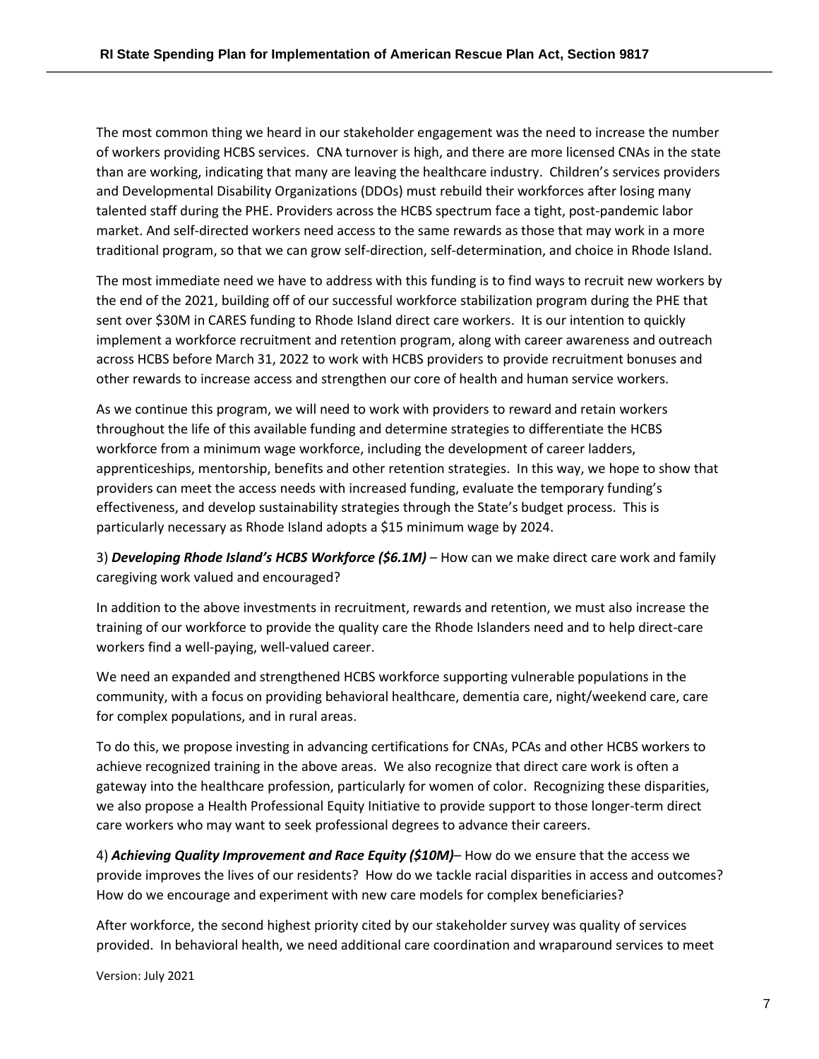The most common thing we heard in our stakeholder engagement was the need to increase the number of workers providing HCBS services. CNA turnover is high, and there are more licensed CNAs in the state than are working, indicating that many are leaving the healthcare industry. Children's services providers and Developmental Disability Organizations (DDOs) must rebuild their workforces after losing many talented staff during the PHE. Providers across the HCBS spectrum face a tight, post-pandemic labor market. And self-directed workers need access to the same rewards as those that may work in a more traditional program, so that we can grow self-direction, self-determination, and choice in Rhode Island.

The most immediate need we have to address with this funding is to find ways to recruit new workers by the end of the 2021, building off of our successful workforce stabilization program during the PHE that sent over $30M in CARES funding to Rhode Island direct care workers. It is our intention to quickly implement a workforce recruitment and retention program, along with career awareness and outreach across HCBS before March 31, 2022 to work with HCBS providers to provide recruitment bonuses and other rewards to increase access and strengthen our core of health and human service workers.

As we continue this program, we will need to work with providers to reward and retain workers throughout the life of this available funding and determine strategies to differentiate the HCBS workforce from a minimum wage workforce, including the development of career ladders, apprenticeships, mentorship, benefits and other retention strategies. In this way, we hope to show that providers can meet the access needs with increased funding, evaluate the temporary funding's effectiveness, and develop sustainability strategies through the State's budget process. This is particularly necessary as Rhode Island adopts a $15 minimum wage by 2024.

3) ***Developing Rhode Island's HCBS Workforce ($6.1M)*** – How can we make direct care work and family caregiving work valued and encouraged?

In addition to the above investments in recruitment, rewards and retention, we must also increase the training of our workforce to provide the quality care the Rhode Islanders need and to help direct-care workers find a well-paying, well-valued career.

We need an expanded and strengthened HCBS workforce supporting vulnerable populations in the community, with a focus on providing behavioral healthcare, dementia care, night/weekend care, care for complex populations, and in rural areas.

To do this, we propose investing in advancing certifications for CNAs, PCAs and other HCBS workers to achieve recognized training in the above areas. We also recognize that direct care work is often a gateway into the healthcare profession, particularly for women of color. Recognizing these disparities, we also propose a Health Professional Equity Initiative to provide support to those longer-term direct care workers who may want to seek professional degrees to advance their careers.

4) ***Achieving Quality Improvement and Race Equity ($10M)***– How do we ensure that the access we provide improves the lives of our residents? How do we tackle racial disparities in access and outcomes? How do we encourage and experiment with new care models for complex beneficiaries?

After workforce, the second highest priority cited by our stakeholder survey was quality of services provided. In behavioral health, we need additional care coordination and wraparound services to meet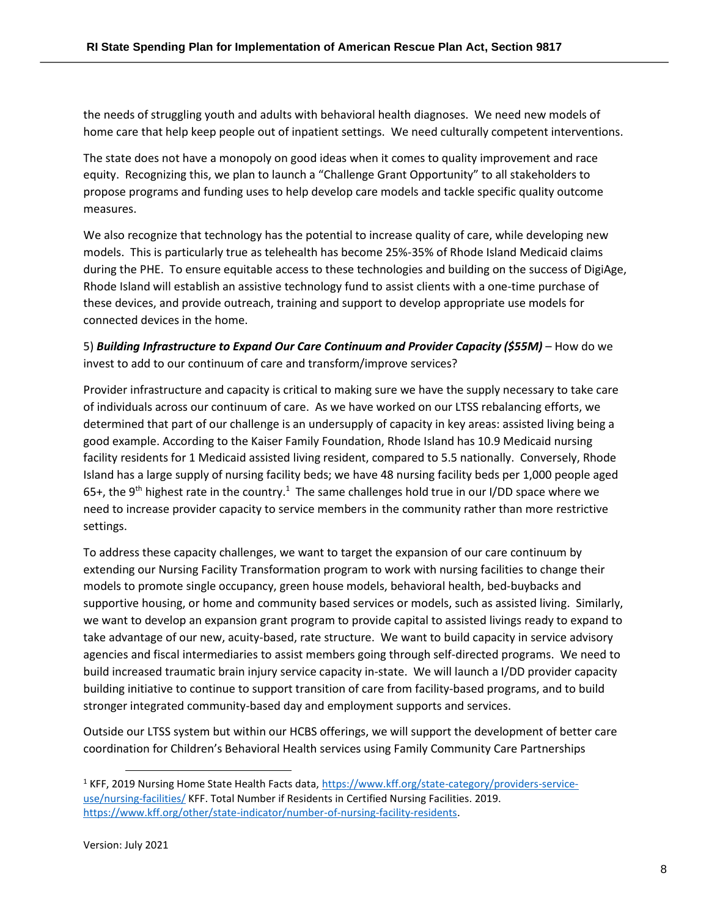the needs of struggling youth and adults with behavioral health diagnoses. We need new models of home care that help keep people out of inpatient settings. We need culturally competent interventions.

The state does not have a monopoly on good ideas when it comes to quality improvement and race equity. Recognizing this, we plan to launch a "Challenge Grant Opportunity" to all stakeholders to propose programs and funding uses to help develop care models and tackle specific quality outcome measures.

We also recognize that technology has the potential to increase quality of care, while developing new models. This is particularly true as telehealth has become 25%-35% of Rhode Island Medicaid claims during the PHE. To ensure equitable access to these technologies and building on the success of DigiAge, Rhode Island will establish an assistive technology fund to assist clients with a one-time purchase of these devices, and provide outreach, training and support to develop appropriate use models for connected devices in the home.

5) ***Building Infrastructure to Expand Our Care Continuum and Provider Capacity ($55M)*** – How do we invest to add to our continuum of care and transform/improve services?

Provider infrastructure and capacity is critical to making sure we have the supply necessary to take care of individuals across our continuum of care. As we have worked on our LTSS rebalancing efforts, we determined that part of our challenge is an undersupply of capacity in key areas: assisted living being a good example. According to the Kaiser Family Foundation, Rhode Island has 10.9 Medicaid nursing facility residents for 1 Medicaid assisted living resident, compared to 5.5 nationally. Conversely, Rhode Island has a large supply of nursing facility beds; we have 48 nursing facility beds per 1,000 people aged 65+, the 9th highest rate in the country.[1] The same challenges hold true in our I/DD space where we need to increase provider capacity to service members in the community rather than more restrictive settings.

To address these capacity challenges, we want to target the expansion of our care continuum by extending our Nursing Facility Transformation program to work with nursing facilities to change their models to promote single occupancy, green house models, behavioral health, bed-buybacks and supportive housing, or home and community based services or models, such as assisted living. Similarly, we want to develop an expansion grant program to provide capital to assisted livings ready to expand to take advantage of our new, acuity-based, rate structure. We want to build capacity in service advisory agencies and fiscal intermediaries to assist members going through self-directed programs. We need to build increased traumatic brain injury service capacity in-state. We will launch a I/DD provider capacity building initiative to continue to support transition of care from facility-based programs, and to build stronger integrated community-based day and employment supports and services.

Outside our LTSS system but within our HCBS offerings, we will support the development of better care coordination for Children's Behavioral Health services using Family Community Care Partnerships

---

[1] KFF, 2019 Nursing Home State Health Facts data, https://www.kff.org/state-category/providers-service-use/nursing-facilities/ KFF. Total Number if Residents in Certified Nursing Facilities. 2019. https://www.kff.org/other/state-indicator/number-of-nursing-facility-residents.

Version: July 2021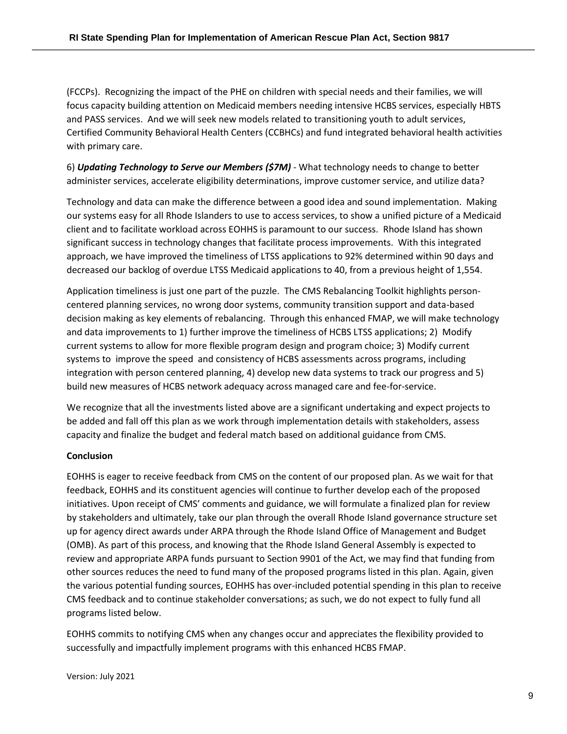(FCCPs). Recognizing the impact of the PHE on children with special needs and their families, we will focus capacity building attention on Medicaid members needing intensive HCBS services, especially HBTS and PASS services. And we will seek new models related to transitioning youth to adult services, Certified Community Behavioral Health Centers (CCBHCs) and fund integrated behavioral health activities with primary care.

6) ***Updating Technology to Serve our Members ($7M)*** - What technology needs to change to better administer services, accelerate eligibility determinations, improve customer service, and utilize data?

Technology and data can make the difference between a good idea and sound implementation. Making our systems easy for all Rhode Islanders to use to access services, to show a unified picture of a Medicaid client and to facilitate workload across EOHHS is paramount to our success. Rhode Island has shown significant success in technology changes that facilitate process improvements. With this integrated approach, we have improved the timeliness of LTSS applications to 92% determined within 90 days and decreased our backlog of overdue LTSS Medicaid applications to 40, from a previous height of 1,554.

Application timeliness is just one part of the puzzle. The CMS Rebalancing Toolkit highlights person-centered planning services, no wrong door systems, community transition support and data-based decision making as key elements of rebalancing. Through this enhanced FMAP, we will make technology and data improvements to 1) further improve the timeliness of HCBS LTSS applications; 2) Modify current systems to allow for more flexible program design and program choice; 3) Modify current systems to improve the speed and consistency of HCBS assessments across programs, including integration with person centered planning, 4) develop new data systems to track our progress and 5) build new measures of HCBS network adequacy across managed care and fee-for-service.

We recognize that all the investments listed above are a significant undertaking and expect projects to be added and fall off this plan as we work through implementation details with stakeholders, assess capacity and finalize the budget and federal match based on additional guidance from CMS.

**Conclusion**

EOHHS is eager to receive feedback from CMS on the content of our proposed plan. As we wait for that feedback, EOHHS and its constituent agencies will continue to further develop each of the proposed initiatives. Upon receipt of CMS' comments and guidance, we will formulate a finalized plan for review by stakeholders and ultimately, take our plan through the overall Rhode Island governance structure set up for agency direct awards under ARPA through the Rhode Island Office of Management and Budget (OMB). As part of this process, and knowing that the Rhode Island General Assembly is expected to review and appropriate ARPA funds pursuant to Section 9901 of the Act, we may find that funding from other sources reduces the need to fund many of the proposed programs listed in this plan. Again, given the various potential funding sources, EOHHS has over-included potential spending in this plan to receive CMS feedback and to continue stakeholder conversations; as such, we do not expect to fully fund all programs listed below.

EOHHS commits to notifying CMS when any changes occur and appreciates the flexibility provided to successfully and impactfully implement programs with this enhanced HCBS FMAP.

Version: July 2021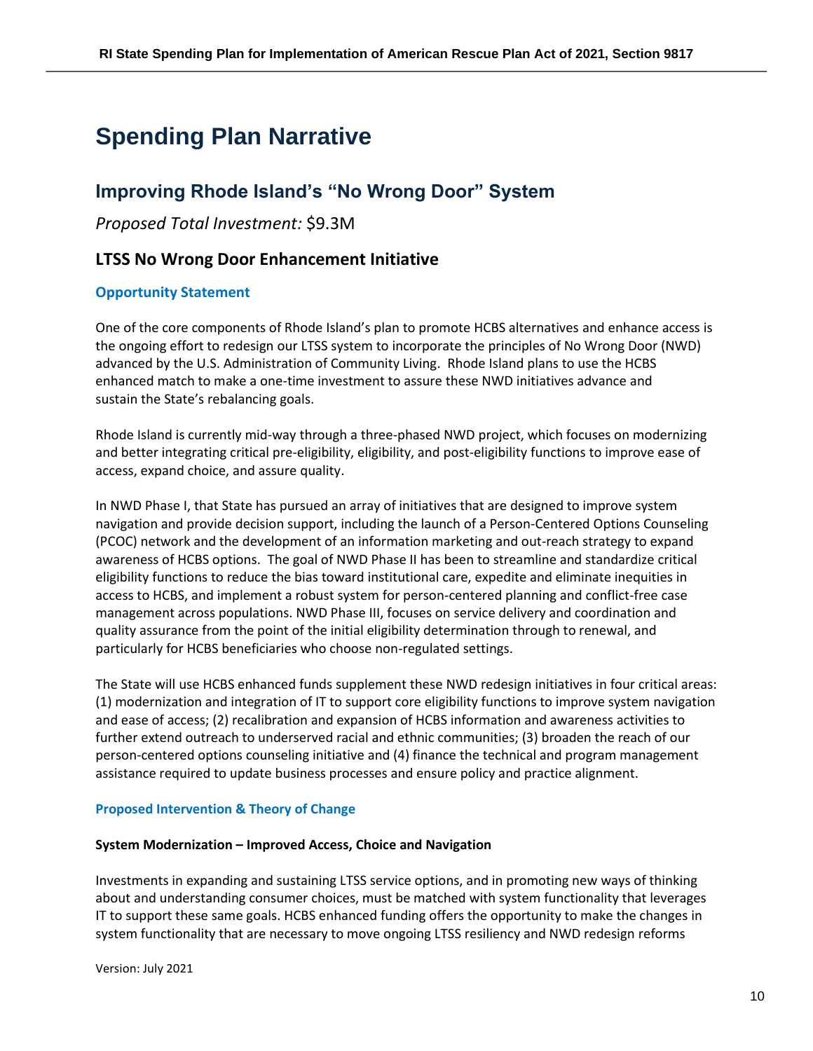# Spending Plan Narrative

## Improving Rhode Island's "No Wrong Door" System

*Proposed Total Investment:* $9.3M

### LTSS No Wrong Door Enhancement Initiative

#### Opportunity Statement

One of the core components of Rhode Island's plan to promote HCBS alternatives and enhance access is the ongoing effort to redesign our LTSS system to incorporate the principles of No Wrong Door (NWD) advanced by the U.S. Administration of Community Living. Rhode Island plans to use the HCBS enhanced match to make a one-time investment to assure these NWD initiatives advance and sustain the State's rebalancing goals.

Rhode Island is currently mid-way through a three-phased NWD project, which focuses on modernizing and better integrating critical pre-eligibility, eligibility, and post-eligibility functions to improve ease of access, expand choice, and assure quality.

In NWD Phase I, that State has pursued an array of initiatives that are designed to improve system navigation and provide decision support, including the launch of a Person-Centered Options Counseling (PCOC) network and the development of an information marketing and out-reach strategy to expand awareness of HCBS options. The goal of NWD Phase II has been to streamline and standardize critical eligibility functions to reduce the bias toward institutional care, expedite and eliminate inequities in access to HCBS, and implement a robust system for person-centered planning and conflict-free case management across populations. NWD Phase III, focuses on service delivery and coordination and quality assurance from the point of the initial eligibility determination through to renewal, and particularly for HCBS beneficiaries who choose non-regulated settings.

The State will use HCBS enhanced funds supplement these NWD redesign initiatives in four critical areas: (1) modernization and integration of IT to support core eligibility functions to improve system navigation and ease of access; (2) recalibration and expansion of HCBS information and awareness activities to further extend outreach to underserved racial and ethnic communities; (3) broaden the reach of our person-centered options counseling initiative and (4) finance the technical and program management assistance required to update business processes and ensure policy and practice alignment.

#### Proposed Intervention & Theory of Change

**System Modernization – Improved Access, Choice and Navigation**

Investments in expanding and sustaining LTSS service options, and in promoting new ways of thinking about and understanding consumer choices, must be matched with system functionality that leverages IT to support these same goals. HCBS enhanced funding offers the opportunity to make the changes in system functionality that are necessary to move ongoing LTSS resiliency and NWD redesign reforms

Version: July 2021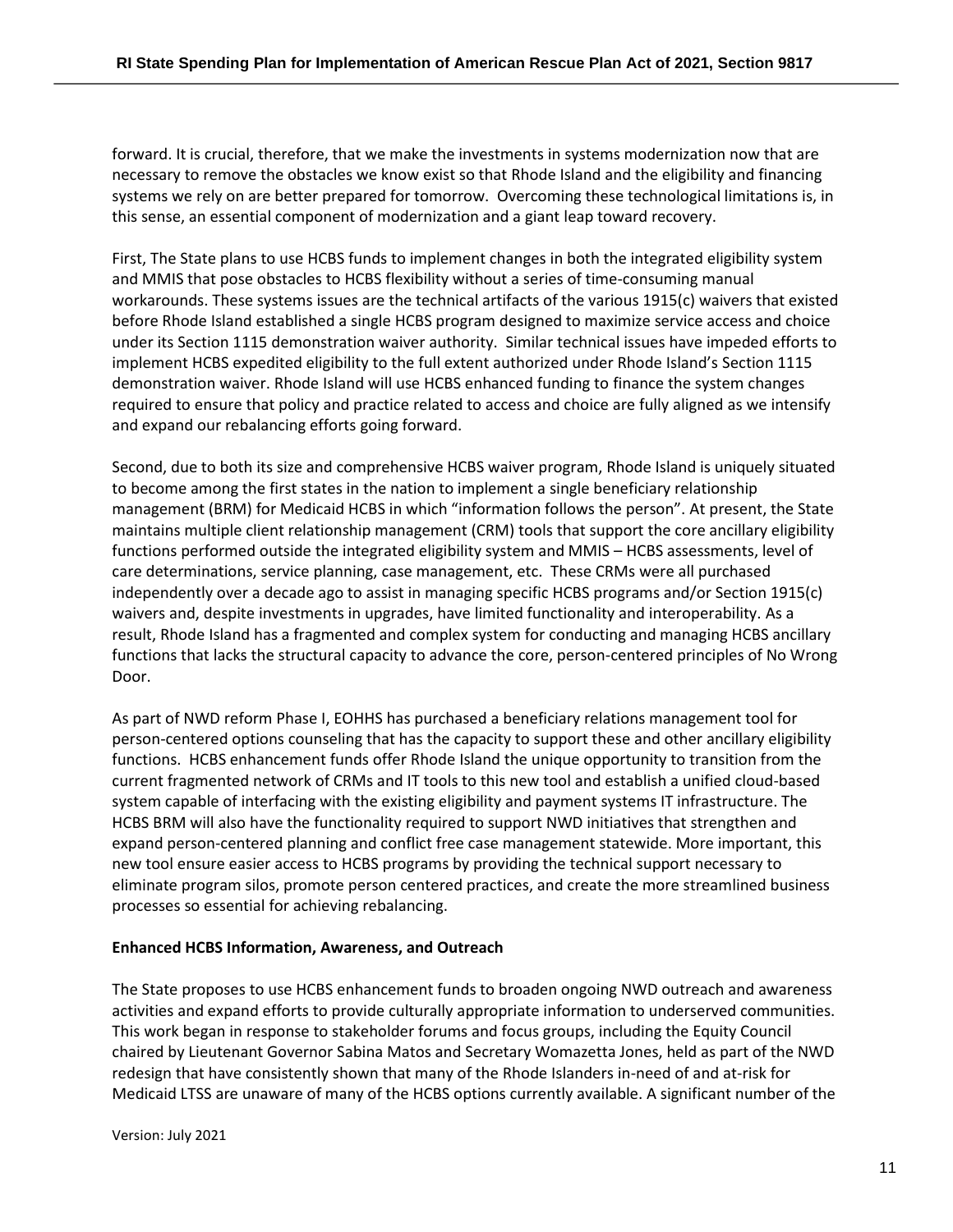forward. It is crucial, therefore, that we make the investments in systems modernization now that are necessary to remove the obstacles we know exist so that Rhode Island and the eligibility and financing systems we rely on are better prepared for tomorrow. Overcoming these technological limitations is, in this sense, an essential component of modernization and a giant leap toward recovery.

First, The State plans to use HCBS funds to implement changes in both the integrated eligibility system and MMIS that pose obstacles to HCBS flexibility without a series of time-consuming manual workarounds. These systems issues are the technical artifacts of the various 1915(c) waivers that existed before Rhode Island established a single HCBS program designed to maximize service access and choice under its Section 1115 demonstration waiver authority. Similar technical issues have impeded efforts to implement HCBS expedited eligibility to the full extent authorized under Rhode Island's Section 1115 demonstration waiver. Rhode Island will use HCBS enhanced funding to finance the system changes required to ensure that policy and practice related to access and choice are fully aligned as we intensify and expand our rebalancing efforts going forward.

Second, due to both its size and comprehensive HCBS waiver program, Rhode Island is uniquely situated to become among the first states in the nation to implement a single beneficiary relationship management (BRM) for Medicaid HCBS in which "information follows the person". At present, the State maintains multiple client relationship management (CRM) tools that support the core ancillary eligibility functions performed outside the integrated eligibility system and MMIS – HCBS assessments, level of care determinations, service planning, case management, etc. These CRMs were all purchased independently over a decade ago to assist in managing specific HCBS programs and/or Section 1915(c) waivers and, despite investments in upgrades, have limited functionality and interoperability. As a result, Rhode Island has a fragmented and complex system for conducting and managing HCBS ancillary functions that lacks the structural capacity to advance the core, person-centered principles of No Wrong Door.

As part of NWD reform Phase I, EOHHS has purchased a beneficiary relations management tool for person-centered options counseling that has the capacity to support these and other ancillary eligibility functions. HCBS enhancement funds offer Rhode Island the unique opportunity to transition from the current fragmented network of CRMs and IT tools to this new tool and establish a unified cloud-based system capable of interfacing with the existing eligibility and payment systems IT infrastructure. The HCBS BRM will also have the functionality required to support NWD initiatives that strengthen and expand person-centered planning and conflict free case management statewide. More important, this new tool ensure easier access to HCBS programs by providing the technical support necessary to eliminate program silos, promote person centered practices, and create the more streamlined business processes so essential for achieving rebalancing.

**Enhanced HCBS Information, Awareness, and Outreach**

The State proposes to use HCBS enhancement funds to broaden ongoing NWD outreach and awareness activities and expand efforts to provide culturally appropriate information to underserved communities. This work began in response to stakeholder forums and focus groups, including the Equity Council chaired by Lieutenant Governor Sabina Matos and Secretary Womazetta Jones, held as part of the NWD redesign that have consistently shown that many of the Rhode Islanders in-need of and at-risk for Medicaid LTSS are unaware of many of the HCBS options currently available. A significant number of the

Version: July 2021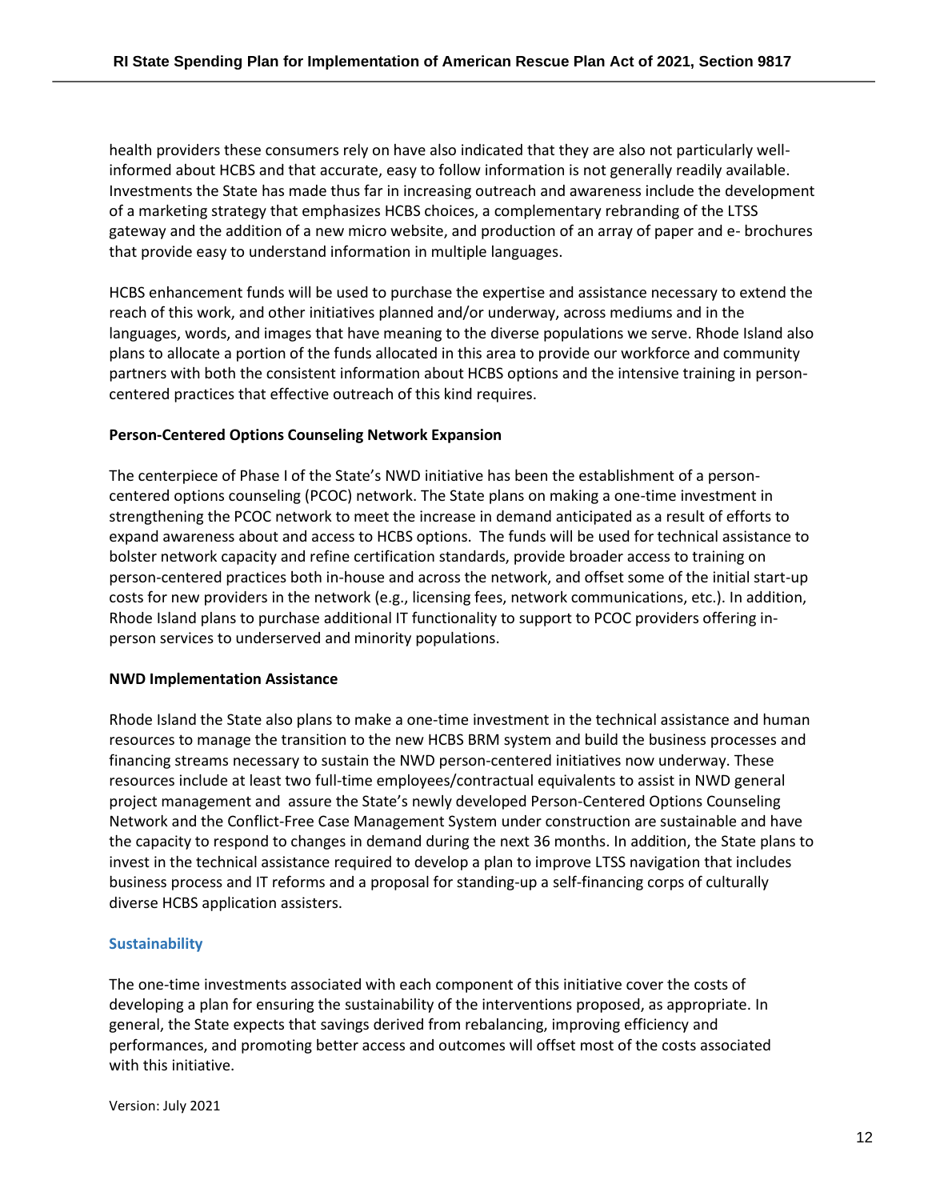health providers these consumers rely on have also indicated that they are also not particularly well-informed about HCBS and that accurate, easy to follow information is not generally readily available. Investments the State has made thus far in increasing outreach and awareness include the development of a marketing strategy that emphasizes HCBS choices, a complementary rebranding of the LTSS gateway and the addition of a new micro website, and production of an array of paper and e- brochures that provide easy to understand information in multiple languages.

HCBS enhancement funds will be used to purchase the expertise and assistance necessary to extend the reach of this work, and other initiatives planned and/or underway, across mediums and in the languages, words, and images that have meaning to the diverse populations we serve. Rhode Island also plans to allocate a portion of the funds allocated in this area to provide our workforce and community partners with both the consistent information about HCBS options and the intensive training in person-centered practices that effective outreach of this kind requires.

**Person-Centered Options Counseling Network Expansion**

The centerpiece of Phase I of the State's NWD initiative has been the establishment of a person-centered options counseling (PCOC) network. The State plans on making a one-time investment in strengthening the PCOC network to meet the increase in demand anticipated as a result of efforts to expand awareness about and access to HCBS options. The funds will be used for technical assistance to bolster network capacity and refine certification standards, provide broader access to training on person-centered practices both in-house and across the network, and offset some of the initial start-up costs for new providers in the network (e.g., licensing fees, network communications, etc.). In addition, Rhode Island plans to purchase additional IT functionality to support to PCOC providers offering in-person services to underserved and minority populations.

**NWD Implementation Assistance**

Rhode Island the State also plans to make a one-time investment in the technical assistance and human resources to manage the transition to the new HCBS BRM system and build the business processes and financing streams necessary to sustain the NWD person-centered initiatives now underway. These resources include at least two full-time employees/contractual equivalents to assist in NWD general project management and assure the State's newly developed Person-Centered Options Counseling Network and the Conflict-Free Case Management System under construction are sustainable and have the capacity to respond to changes in demand during the next 36 months. In addition, the State plans to invest in the technical assistance required to develop a plan to improve LTSS navigation that includes business process and IT reforms and a proposal for standing-up a self-financing corps of culturally diverse HCBS application assisters.

**Sustainability**

The one-time investments associated with each component of this initiative cover the costs of developing a plan for ensuring the sustainability of the interventions proposed, as appropriate. In general, the State expects that savings derived from rebalancing, improving efficiency and performances, and promoting better access and outcomes will offset most of the costs associated with this initiative.

Version: July 2021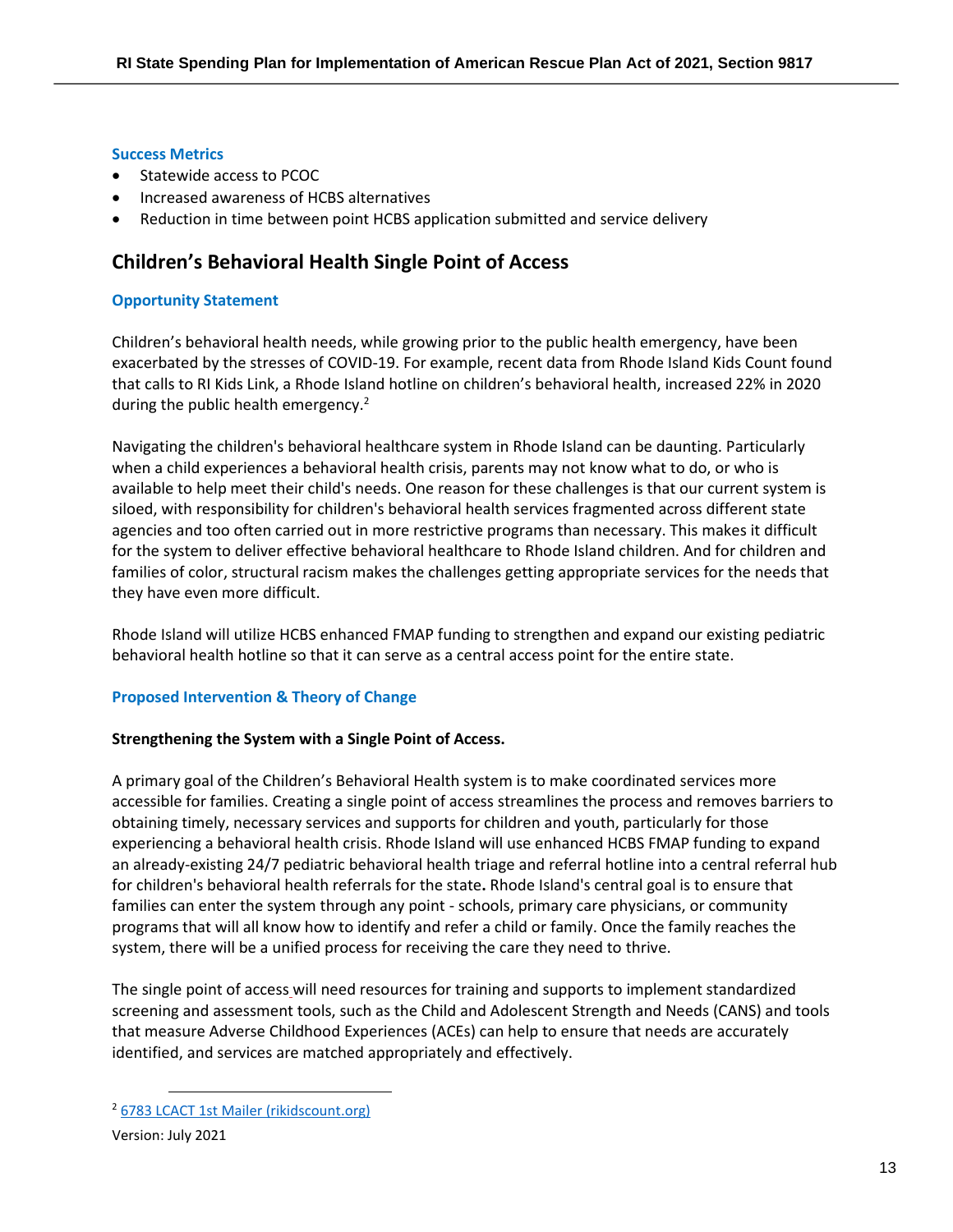### Success Metrics

- Statewide access to PCOC
- Increased awareness of HCBS alternatives
- Reduction in time between point HCBS application submitted and service delivery

## Children's Behavioral Health Single Point of Access

### Opportunity Statement

Children's behavioral health needs, while growing prior to the public health emergency, have been exacerbated by the stresses of COVID-19. For example, recent data from Rhode Island Kids Count found that calls to RI Kids Link, a Rhode Island hotline on children's behavioral health, increased 22% in 2020 during the public health emergency.[2]

Navigating the children's behavioral healthcare system in Rhode Island can be daunting. Particularly when a child experiences a behavioral health crisis, parents may not know what to do, or who is available to help meet their child's needs. One reason for these challenges is that our current system is siloed, with responsibility for children's behavioral health services fragmented across different state agencies and too often carried out in more restrictive programs than necessary. This makes it difficult for the system to deliver effective behavioral healthcare to Rhode Island children. And for children and families of color, structural racism makes the challenges getting appropriate services for the needs that they have even more difficult.

Rhode Island will utilize HCBS enhanced FMAP funding to strengthen and expand our existing pediatric behavioral health hotline so that it can serve as a central access point for the entire state.

### Proposed Intervention & Theory of Change

**Strengthening the System with a Single Point of Access.**

A primary goal of the Children's Behavioral Health system is to make coordinated services more accessible for families. Creating a single point of access streamlines the process and removes barriers to obtaining timely, necessary services and supports for children and youth, particularly for those experiencing a behavioral health crisis. Rhode Island will use enhanced HCBS FMAP funding to expand an already-existing 24/7 pediatric behavioral health triage and referral hotline into a central referral hub for children's behavioral health referrals for the state**.** Rhode Island's central goal is to ensure that families can enter the system through any point - schools, primary care physicians, or community programs that will all know how to identify and refer a child or family. Once the family reaches the system, there will be a unified process for receiving the care they need to thrive.

The single point of access will need resources for training and supports to implement standardized screening and assessment tools, such as the Child and Adolescent Strength and Needs (CANS) and tools that measure Adverse Childhood Experiences (ACEs) can help to ensure that needs are accurately identified, and services are matched appropriately and effectively.

---

[2] 6783 LCACT 1st Mailer (rikidscount.org)

Version: July 2021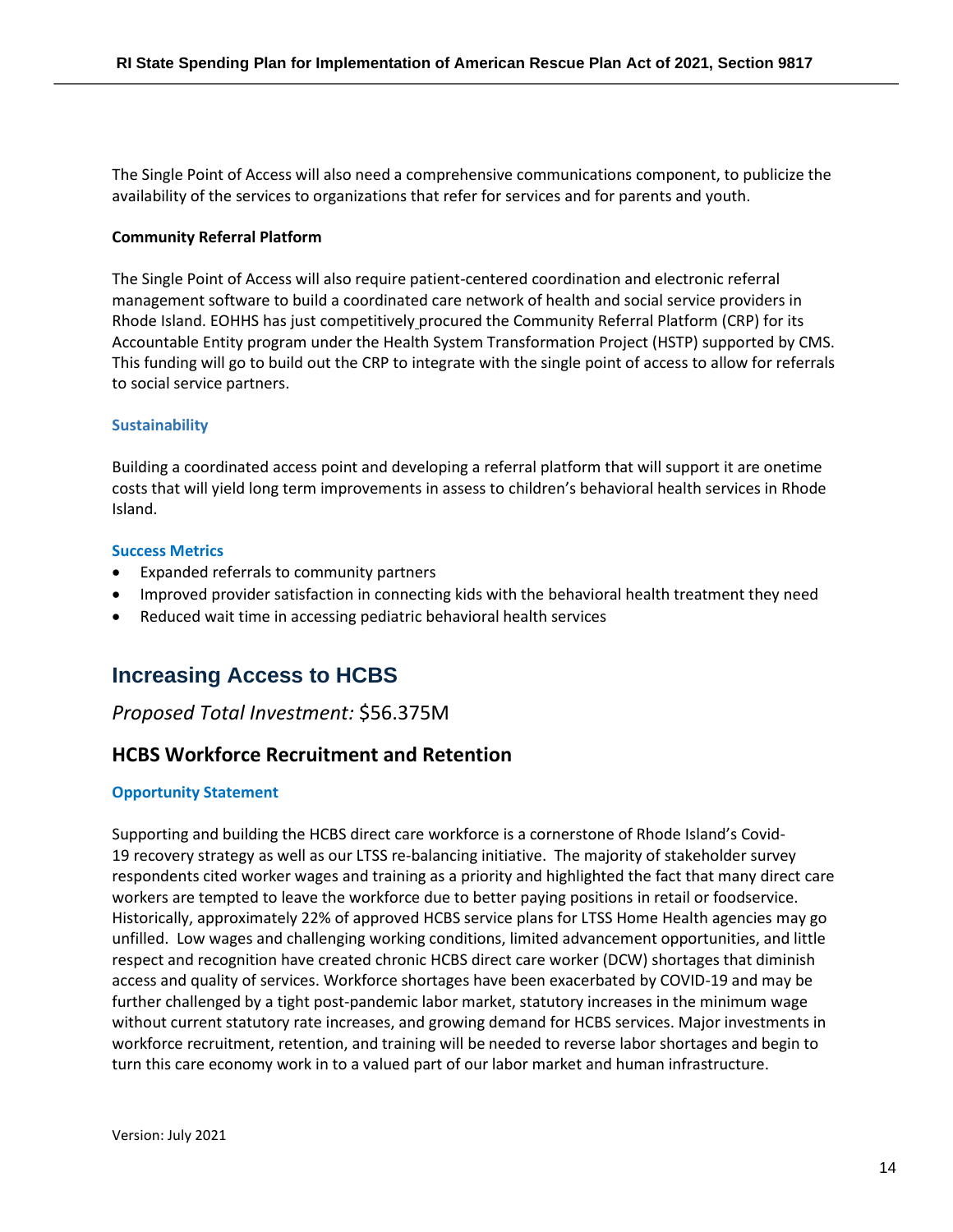The Single Point of Access will also need a comprehensive communications component, to publicize the availability of the services to organizations that refer for services and for parents and youth.

**Community Referral Platform**

The Single Point of Access will also require patient-centered coordination and electronic referral management software to build a coordinated care network of health and social service providers in Rhode Island. EOHHS has just competitively procured the Community Referral Platform (CRP) for its Accountable Entity program under the Health System Transformation Project (HSTP) supported by CMS. This funding will go to build out the CRP to integrate with the single point of access to allow for referrals to social service partners.

#### Sustainability

Building a coordinated access point and developing a referral platform that will support it are onetime costs that will yield long term improvements in assess to children's behavioral health services in Rhode Island.

#### Success Metrics

- Expanded referrals to community partners
- Improved provider satisfaction in connecting kids with the behavioral health treatment they need
- Reduced wait time in accessing pediatric behavioral health services

## Increasing Access to HCBS

*Proposed Total Investment:* $56.375M

### HCBS Workforce Recruitment and Retention

#### Opportunity Statement

Supporting and building the HCBS direct care workforce is a cornerstone of Rhode Island's Covid-19 recovery strategy as well as our LTSS re-balancing initiative. The majority of stakeholder survey respondents cited worker wages and training as a priority and highlighted the fact that many direct care workers are tempted to leave the workforce due to better paying positions in retail or foodservice. Historically, approximately 22% of approved HCBS service plans for LTSS Home Health agencies may go unfilled. Low wages and challenging working conditions, limited advancement opportunities, and little respect and recognition have created chronic HCBS direct care worker (DCW) shortages that diminish access and quality of services. Workforce shortages have been exacerbated by COVID-19 and may be further challenged by a tight post-pandemic labor market, statutory increases in the minimum wage without current statutory rate increases, and growing demand for HCBS services. Major investments in workforce recruitment, retention, and training will be needed to reverse labor shortages and begin to turn this care economy work in to a valued part of our labor market and human infrastructure.

Version: July 2021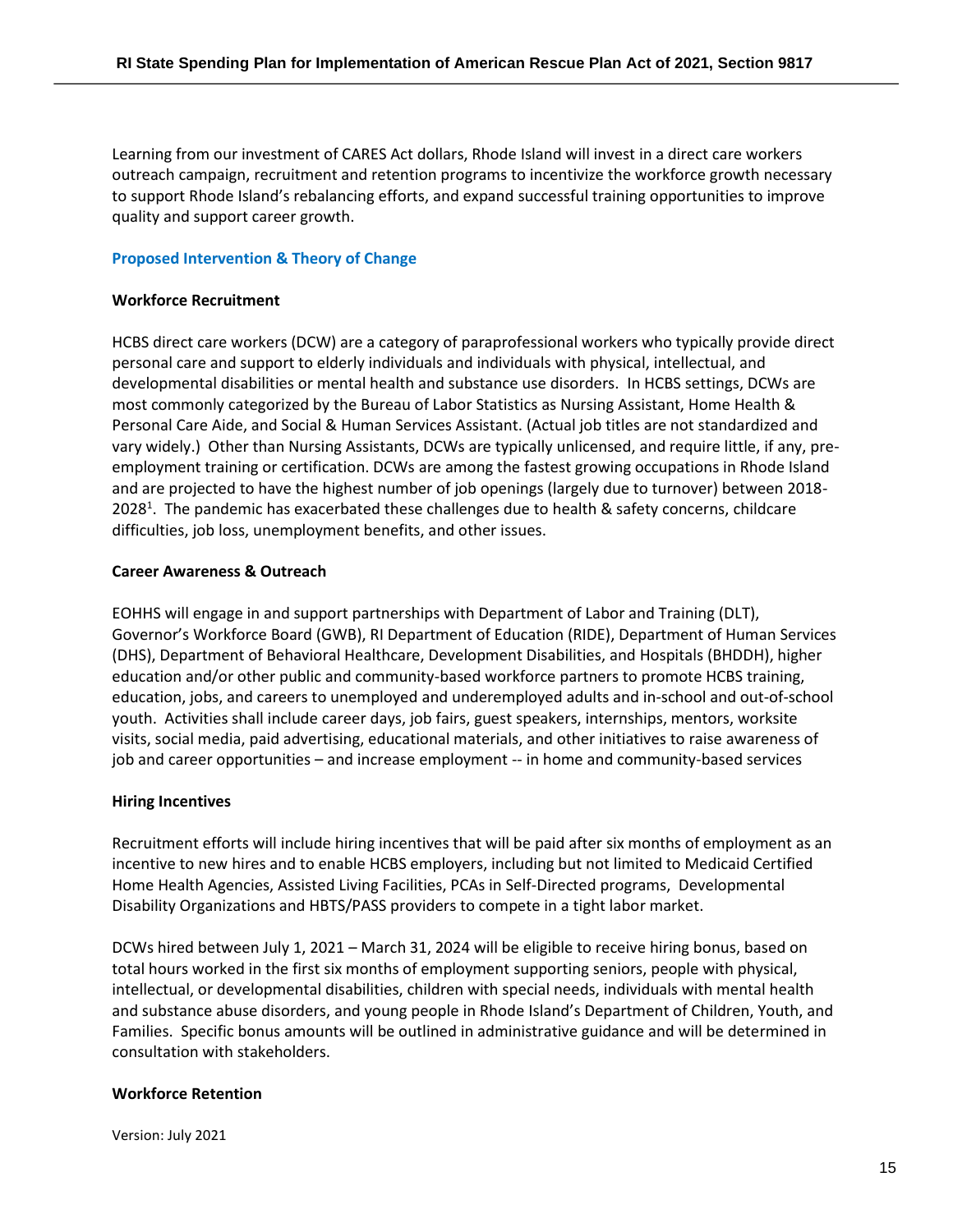Learning from our investment of CARES Act dollars, Rhode Island will invest in a direct care workers outreach campaign, recruitment and retention programs to incentivize the workforce growth necessary to support Rhode Island's rebalancing efforts, and expand successful training opportunities to improve quality and support career growth.

## Proposed Intervention & Theory of Change

### Workforce Recruitment

HCBS direct care workers (DCW) are a category of paraprofessional workers who typically provide direct personal care and support to elderly individuals and individuals with physical, intellectual, and developmental disabilities or mental health and substance use disorders. In HCBS settings, DCWs are most commonly categorized by the Bureau of Labor Statistics as Nursing Assistant, Home Health & Personal Care Aide, and Social & Human Services Assistant. (Actual job titles are not standardized and vary widely.) Other than Nursing Assistants, DCWs are typically unlicensed, and require little, if any, pre-employment training or certification. DCWs are among the fastest growing occupations in Rhode Island and are projected to have the highest number of job openings (largely due to turnover) between 2018-2028[1]. The pandemic has exacerbated these challenges due to health & safety concerns, childcare difficulties, job loss, unemployment benefits, and other issues.

### Career Awareness & Outreach

EOHHS will engage in and support partnerships with Department of Labor and Training (DLT), Governor's Workforce Board (GWB), RI Department of Education (RIDE), Department of Human Services (DHS), Department of Behavioral Healthcare, Development Disabilities, and Hospitals (BHDDH), higher education and/or other public and community-based workforce partners to promote HCBS training, education, jobs, and careers to unemployed and underemployed adults and in-school and out-of-school youth. Activities shall include career days, job fairs, guest speakers, internships, mentors, worksite visits, social media, paid advertising, educational materials, and other initiatives to raise awareness of job and career opportunities – and increase employment -- in home and community-based services

### Hiring Incentives

Recruitment efforts will include hiring incentives that will be paid after six months of employment as an incentive to new hires and to enable HCBS employers, including but not limited to Medicaid Certified Home Health Agencies, Assisted Living Facilities, PCAs in Self-Directed programs, Developmental Disability Organizations and HBTS/PASS providers to compete in a tight labor market.

DCWs hired between July 1, 2021 – March 31, 2024 will be eligible to receive hiring bonus, based on total hours worked in the first six months of employment supporting seniors, people with physical, intellectual, or developmental disabilities, children with special needs, individuals with mental health and substance abuse disorders, and young people in Rhode Island's Department of Children, Youth, and Families. Specific bonus amounts will be outlined in administrative guidance and will be determined in consultation with stakeholders.

### Workforce Retention

Version: July 2021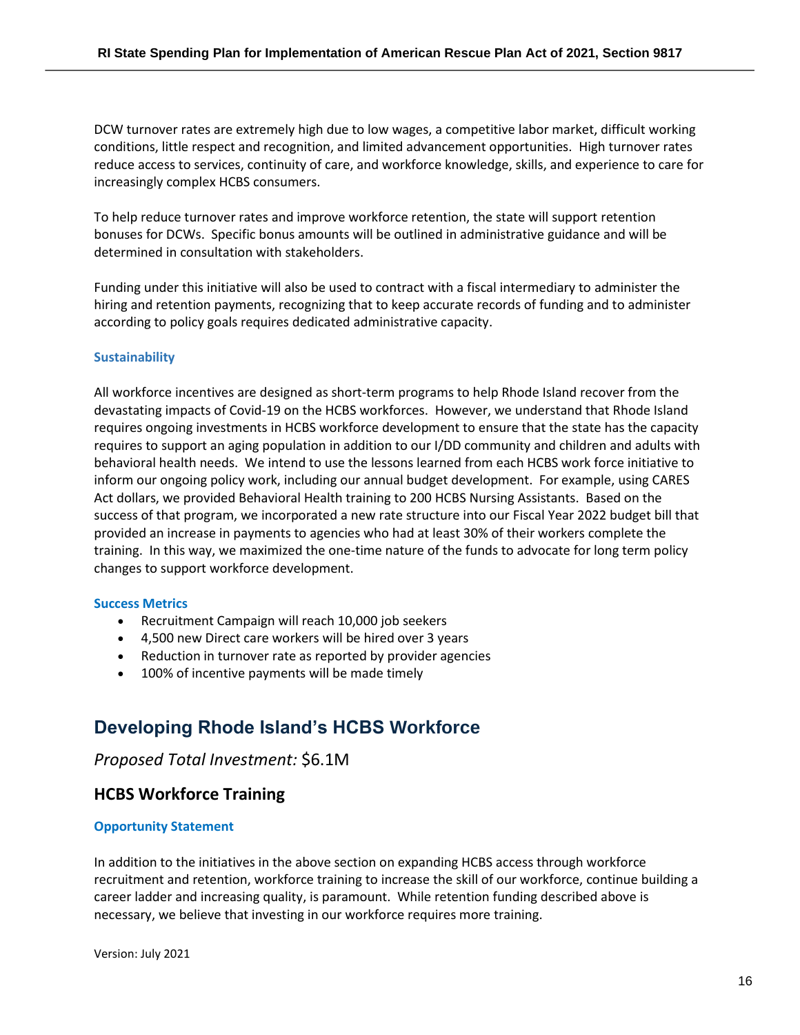DCW turnover rates are extremely high due to low wages, a competitive labor market, difficult working conditions, little respect and recognition, and limited advancement opportunities. High turnover rates reduce access to services, continuity of care, and workforce knowledge, skills, and experience to care for increasingly complex HCBS consumers.

To help reduce turnover rates and improve workforce retention, the state will support retention bonuses for DCWs. Specific bonus amounts will be outlined in administrative guidance and will be determined in consultation with stakeholders.

Funding under this initiative will also be used to contract with a fiscal intermediary to administer the hiring and retention payments, recognizing that to keep accurate records of funding and to administer according to policy goals requires dedicated administrative capacity.

#### Sustainability

All workforce incentives are designed as short-term programs to help Rhode Island recover from the devastating impacts of Covid-19 on the HCBS workforces. However, we understand that Rhode Island requires ongoing investments in HCBS workforce development to ensure that the state has the capacity requires to support an aging population in addition to our I/DD community and children and adults with behavioral health needs. We intend to use the lessons learned from each HCBS work force initiative to inform our ongoing policy work, including our annual budget development. For example, using CARES Act dollars, we provided Behavioral Health training to 200 HCBS Nursing Assistants. Based on the success of that program, we incorporated a new rate structure into our Fiscal Year 2022 budget bill that provided an increase in payments to agencies who had at least 30% of their workers complete the training. In this way, we maximized the one-time nature of the funds to advocate for long term policy changes to support workforce development.

#### Success Metrics

- Recruitment Campaign will reach 10,000 job seekers
- 4,500 new Direct care workers will be hired over 3 years
- Reduction in turnover rate as reported by provider agencies
- 100% of incentive payments will be made timely

## Developing Rhode Island's HCBS Workforce

*Proposed Total Investment:* $6.1M

### HCBS Workforce Training

#### Opportunity Statement

In addition to the initiatives in the above section on expanding HCBS access through workforce recruitment and retention, workforce training to increase the skill of our workforce, continue building a career ladder and increasing quality, is paramount. While retention funding described above is necessary, we believe that investing in our workforce requires more training.

Version: July 2021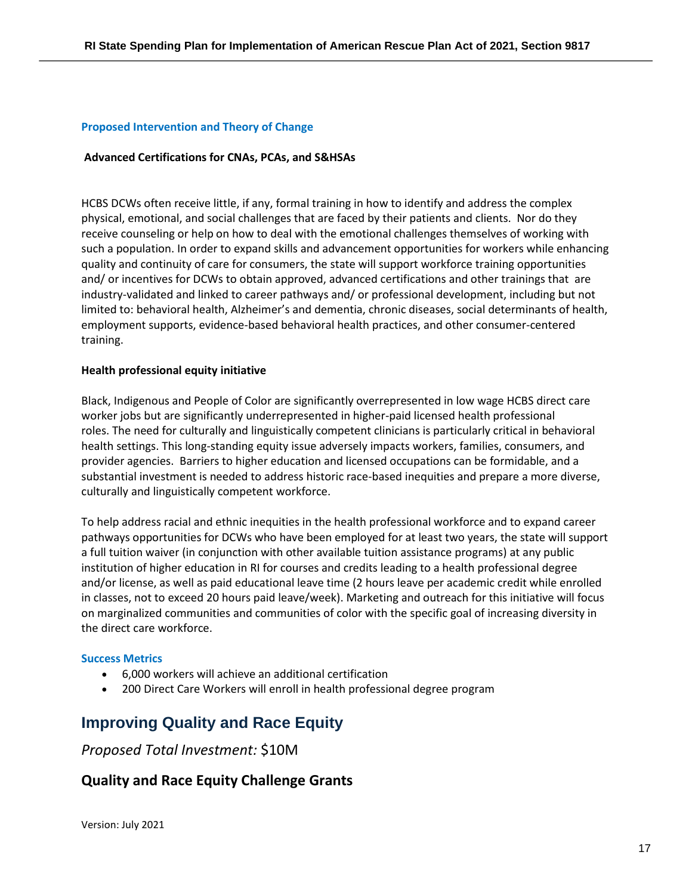### Proposed Intervention and Theory of Change

**Advanced Certifications for CNAs, PCAs, and S&HSAs**

HCBS DCWs often receive little, if any, formal training in how to identify and address the complex physical, emotional, and social challenges that are faced by their patients and clients. Nor do they receive counseling or help on how to deal with the emotional challenges themselves of working with such a population. In order to expand skills and advancement opportunities for workers while enhancing quality and continuity of care for consumers, the state will support workforce training opportunities and/ or incentives for DCWs to obtain approved, advanced certifications and other trainings that are industry-validated and linked to career pathways and/ or professional development, including but not limited to: behavioral health, Alzheimer's and dementia, chronic diseases, social determinants of health, employment supports, evidence-based behavioral health practices, and other consumer-centered training.

**Health professional equity initiative**

Black, Indigenous and People of Color are significantly overrepresented in low wage HCBS direct care worker jobs but are significantly underrepresented in higher-paid licensed health professional roles. The need for culturally and linguistically competent clinicians is particularly critical in behavioral health settings. This long-standing equity issue adversely impacts workers, families, consumers, and provider agencies. Barriers to higher education and licensed occupations can be formidable, and a substantial investment is needed to address historic race-based inequities and prepare a more diverse, culturally and linguistically competent workforce.

To help address racial and ethnic inequities in the health professional workforce and to expand career pathways opportunities for DCWs who have been employed for at least two years, the state will support a full tuition waiver (in conjunction with other available tuition assistance programs) at any public institution of higher education in RI for courses and credits leading to a health professional degree and/or license, as well as paid educational leave time (2 hours leave per academic credit while enrolled in classes, not to exceed 20 hours paid leave/week). Marketing and outreach for this initiative will focus on marginalized communities and communities of color with the specific goal of increasing diversity in the direct care workforce.

### Success Metrics

- 6,000 workers will achieve an additional certification
- 200 Direct Care Workers will enroll in health professional degree program

## Improving Quality and Race Equity

*Proposed Total Investment:* $10M

### Quality and Race Equity Challenge Grants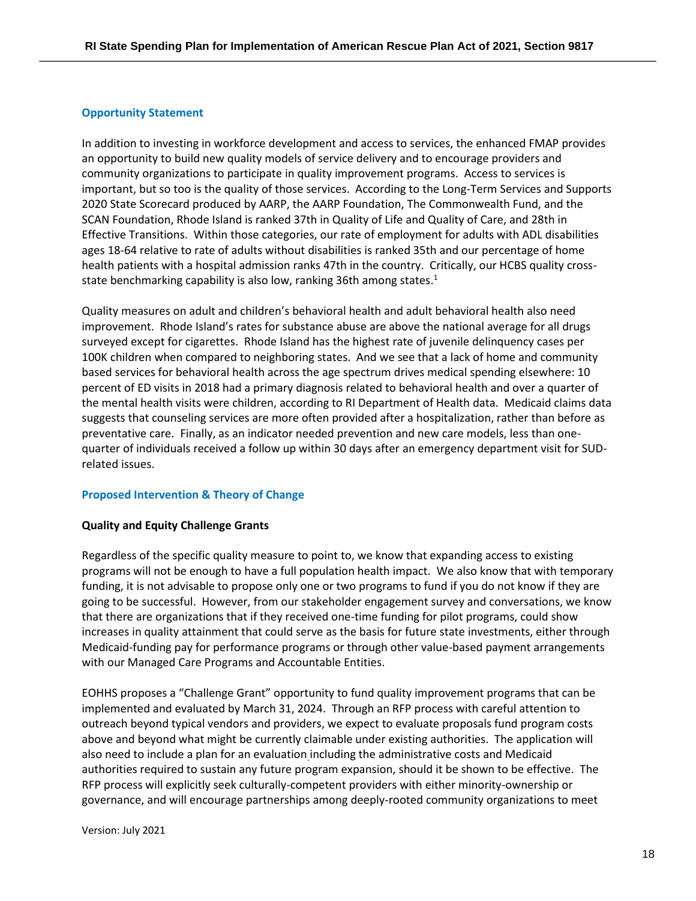### Opportunity Statement

In addition to investing in workforce development and access to services, the enhanced FMAP provides an opportunity to build new quality models of service delivery and to encourage providers and community organizations to participate in quality improvement programs. Access to services is important, but so too is the quality of those services. According to the Long-Term Services and Supports 2020 State Scorecard produced by AARP, the AARP Foundation, The Commonwealth Fund, and the SCAN Foundation, Rhode Island is ranked 37th in Quality of Life and Quality of Care, and 28th in Effective Transitions. Within those categories, our rate of employment for adults with ADL disabilities ages 18-64 relative to rate of adults without disabilities is ranked 35th and our percentage of home health patients with a hospital admission ranks 47th in the country. Critically, our HCBS quality cross-state benchmarking capability is also low, ranking 36th among states.[1]

Quality measures on adult and children's behavioral health and adult behavioral health also need improvement. Rhode Island's rates for substance abuse are above the national average for all drugs surveyed except for cigarettes. Rhode Island has the highest rate of juvenile delinquency cases per 100K children when compared to neighboring states. And we see that a lack of home and community based services for behavioral health across the age spectrum drives medical spending elsewhere: 10 percent of ED visits in 2018 had a primary diagnosis related to behavioral health and over a quarter of the mental health visits were children, according to RI Department of Health data. Medicaid claims data suggests that counseling services are more often provided after a hospitalization, rather than before as preventative care. Finally, as an indicator needed prevention and new care models, less than one-quarter of individuals received a follow up within 30 days after an emergency department visit for SUD-related issues.

### Proposed Intervention & Theory of Change

**Quality and Equity Challenge Grants**

Regardless of the specific quality measure to point to, we know that expanding access to existing programs will not be enough to have a full population health impact. We also know that with temporary funding, it is not advisable to propose only one or two programs to fund if you do not know if they are going to be successful. However, from our stakeholder engagement survey and conversations, we know that there are organizations that if they received one-time funding for pilot programs, could show increases in quality attainment that could serve as the basis for future state investments, either through Medicaid-funding pay for performance programs or through other value-based payment arrangements with our Managed Care Programs and Accountable Entities.

EOHHS proposes a "Challenge Grant" opportunity to fund quality improvement programs that can be implemented and evaluated by March 31, 2024. Through an RFP process with careful attention to outreach beyond typical vendors and providers, we expect to evaluate proposals fund program costs above and beyond what might be currently claimable under existing authorities. The application will also need to include a plan for an evaluation including the administrative costs and Medicaid authorities required to sustain any future program expansion, should it be shown to be effective. The RFP process will explicitly seek culturally-competent providers with either minority-ownership or governance, and will encourage partnerships among deeply-rooted community organizations to meet

Version: July 2021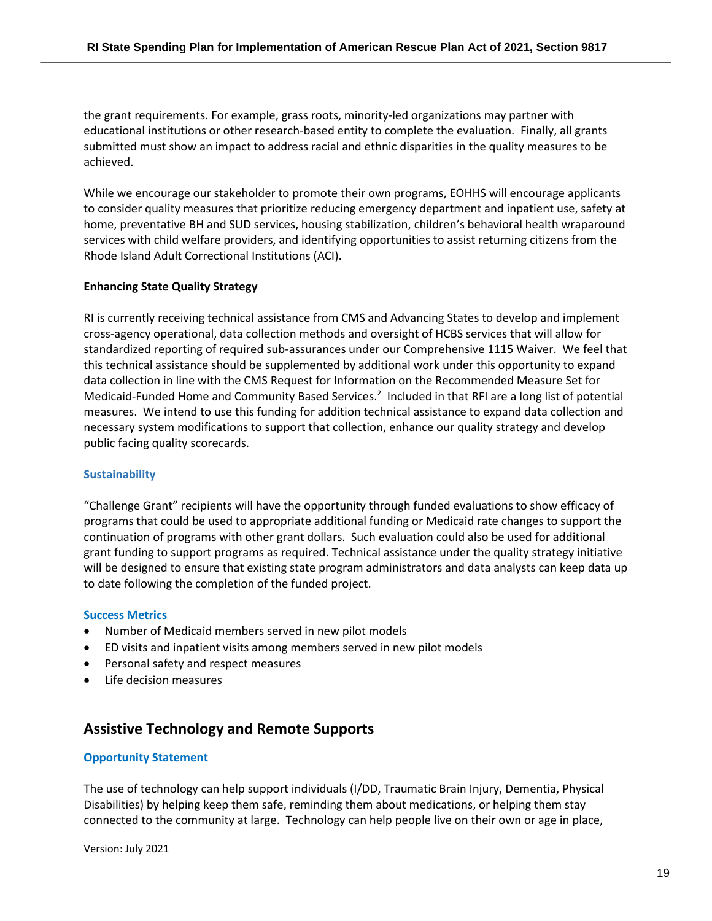the grant requirements. For example, grass roots, minority-led organizations may partner with educational institutions or other research-based entity to complete the evaluation. Finally, all grants submitted must show an impact to address racial and ethnic disparities in the quality measures to be achieved.

While we encourage our stakeholder to promote their own programs, EOHHS will encourage applicants to consider quality measures that prioritize reducing emergency department and inpatient use, safety at home, preventative BH and SUD services, housing stabilization, children's behavioral health wraparound services with child welfare providers, and identifying opportunities to assist returning citizens from the Rhode Island Adult Correctional Institutions (ACI).

**Enhancing State Quality Strategy**

RI is currently receiving technical assistance from CMS and Advancing States to develop and implement cross-agency operational, data collection methods and oversight of HCBS services that will allow for standardized reporting of required sub-assurances under our Comprehensive 1115 Waiver. We feel that this technical assistance should be supplemented by additional work under this opportunity to expand data collection in line with the CMS Request for Information on the Recommended Measure Set for Medicaid-Funded Home and Community Based Services.[2] Included in that RFI are a long list of potential measures. We intend to use this funding for addition technical assistance to expand data collection and necessary system modifications to support that collection, enhance our quality strategy and develop public facing quality scorecards.

### Sustainability

"Challenge Grant" recipients will have the opportunity through funded evaluations to show efficacy of programs that could be used to appropriate additional funding or Medicaid rate changes to support the continuation of programs with other grant dollars. Such evaluation could also be used for additional grant funding to support programs as required. Technical assistance under the quality strategy initiative will be designed to ensure that existing state program administrators and data analysts can keep data up to date following the completion of the funded project.

### Success Metrics

- Number of Medicaid members served in new pilot models
- ED visits and inpatient visits among members served in new pilot models
- Personal safety and respect measures
- Life decision measures

## Assistive Technology and Remote Supports

### Opportunity Statement

The use of technology can help support individuals (I/DD, Traumatic Brain Injury, Dementia, Physical Disabilities) by helping keep them safe, reminding them about medications, or helping them stay connected to the community at large. Technology can help people live on their own or age in place,

Version: July 2021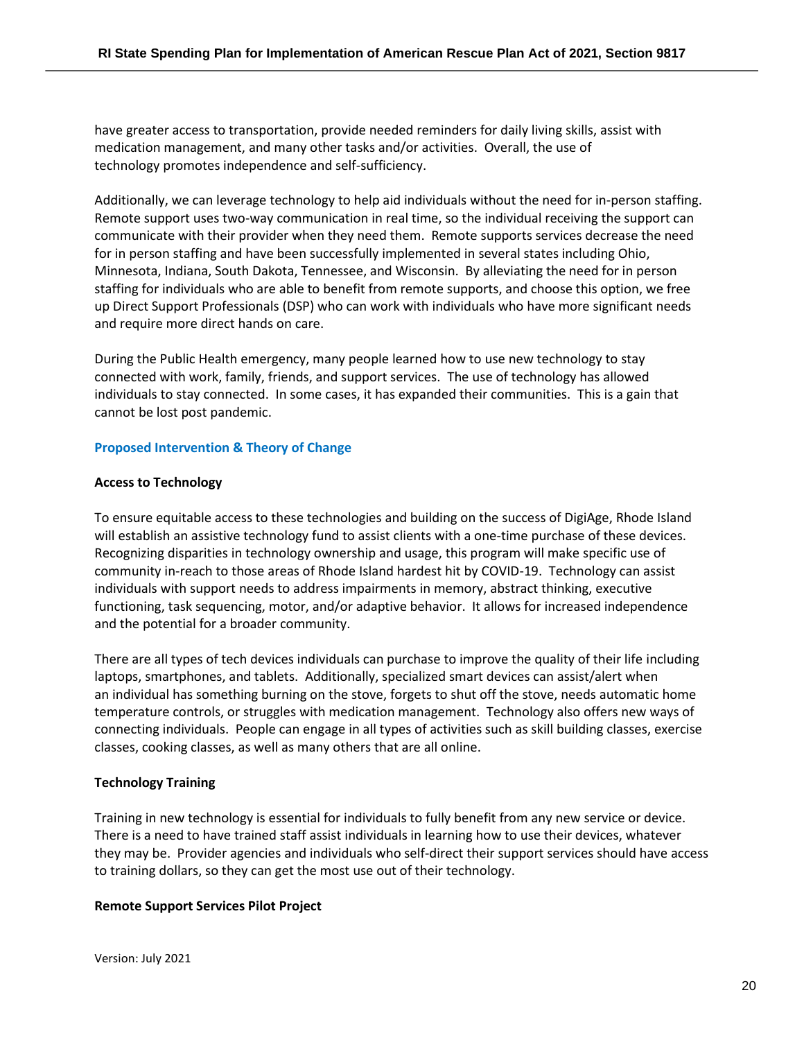have greater access to transportation, provide needed reminders for daily living skills, assist with medication management, and many other tasks and/or activities. Overall, the use of technology promotes independence and self-sufficiency.

Additionally, we can leverage technology to help aid individuals without the need for in-person staffing. Remote support uses two-way communication in real time, so the individual receiving the support can communicate with their provider when they need them. Remote supports services decrease the need for in person staffing and have been successfully implemented in several states including Ohio, Minnesota, Indiana, South Dakota, Tennessee, and Wisconsin. By alleviating the need for in person staffing for individuals who are able to benefit from remote supports, and choose this option, we free up Direct Support Professionals (DSP) who can work with individuals who have more significant needs and require more direct hands on care.

During the Public Health emergency, many people learned how to use new technology to stay connected with work, family, friends, and support services. The use of technology has allowed individuals to stay connected. In some cases, it has expanded their communities. This is a gain that cannot be lost post pandemic.

## Proposed Intervention & Theory of Change

### Access to Technology

To ensure equitable access to these technologies and building on the success of DigiAge, Rhode Island will establish an assistive technology fund to assist clients with a one-time purchase of these devices. Recognizing disparities in technology ownership and usage, this program will make specific use of community in-reach to those areas of Rhode Island hardest hit by COVID-19. Technology can assist individuals with support needs to address impairments in memory, abstract thinking, executive functioning, task sequencing, motor, and/or adaptive behavior. It allows for increased independence and the potential for a broader community.

There are all types of tech devices individuals can purchase to improve the quality of their life including laptops, smartphones, and tablets. Additionally, specialized smart devices can assist/alert when an individual has something burning on the stove, forgets to shut off the stove, needs automatic home temperature controls, or struggles with medication management. Technology also offers new ways of connecting individuals. People can engage in all types of activities such as skill building classes, exercise classes, cooking classes, as well as many others that are all online.

### Technology Training

Training in new technology is essential for individuals to fully benefit from any new service or device. There is a need to have trained staff assist individuals in learning how to use their devices, whatever they may be. Provider agencies and individuals who self-direct their support services should have access to training dollars, so they can get the most use out of their technology.

### Remote Support Services Pilot Project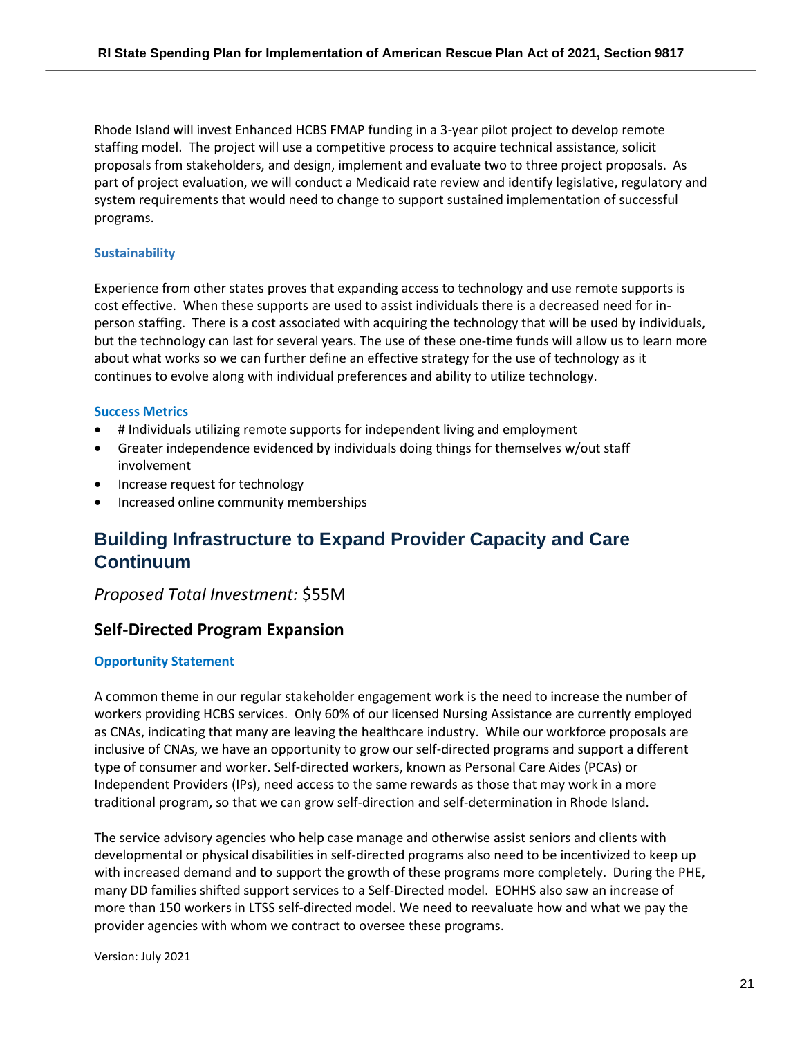Rhode Island will invest Enhanced HCBS FMAP funding in a 3-year pilot project to develop remote staffing model. The project will use a competitive process to acquire technical assistance, solicit proposals from stakeholders, and design, implement and evaluate two to three project proposals. As part of project evaluation, we will conduct a Medicaid rate review and identify legislative, regulatory and system requirements that would need to change to support sustained implementation of successful programs.

#### Sustainability

Experience from other states proves that expanding access to technology and use remote supports is cost effective. When these supports are used to assist individuals there is a decreased need for in-person staffing. There is a cost associated with acquiring the technology that will be used by individuals, but the technology can last for several years. The use of these one-time funds will allow us to learn more about what works so we can further define an effective strategy for the use of technology as it continues to evolve along with individual preferences and ability to utilize technology.

#### Success Metrics

- # Individuals utilizing remote supports for independent living and employment
- Greater independence evidenced by individuals doing things for themselves w/out staff involvement
- Increase request for technology
- Increased online community memberships

## Building Infrastructure to Expand Provider Capacity and Care Continuum

*Proposed Total Investment:* $55M

### Self-Directed Program Expansion

#### Opportunity Statement

A common theme in our regular stakeholder engagement work is the need to increase the number of workers providing HCBS services. Only 60% of our licensed Nursing Assistance are currently employed as CNAs, indicating that many are leaving the healthcare industry. While our workforce proposals are inclusive of CNAs, we have an opportunity to grow our self-directed programs and support a different type of consumer and worker. Self-directed workers, known as Personal Care Aides (PCAs) or Independent Providers (IPs), need access to the same rewards as those that may work in a more traditional program, so that we can grow self-direction and self-determination in Rhode Island.

The service advisory agencies who help case manage and otherwise assist seniors and clients with developmental or physical disabilities in self-directed programs also need to be incentivized to keep up with increased demand and to support the growth of these programs more completely. During the PHE, many DD families shifted support services to a Self-Directed model. EOHHS also saw an increase of more than 150 workers in LTSS self-directed model. We need to reevaluate how and what we pay the provider agencies with whom we contract to oversee these programs.

Version: July 2021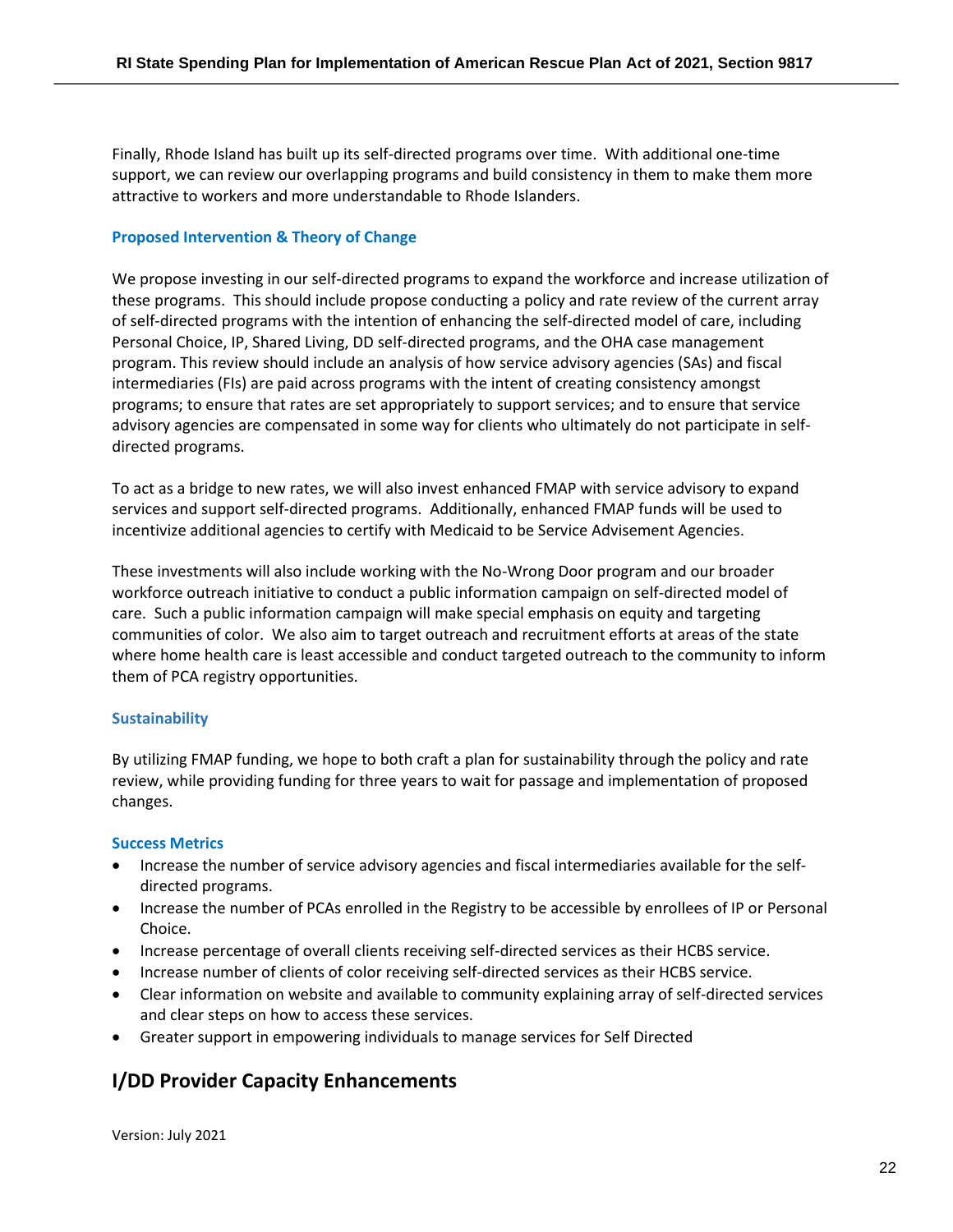Finally, Rhode Island has built up its self-directed programs over time. With additional one-time support, we can review our overlapping programs and build consistency in them to make them more attractive to workers and more understandable to Rhode Islanders.

### Proposed Intervention & Theory of Change

We propose investing in our self-directed programs to expand the workforce and increase utilization of these programs. This should include propose conducting a policy and rate review of the current array of self-directed programs with the intention of enhancing the self-directed model of care, including Personal Choice, IP, Shared Living, DD self-directed programs, and the OHA case management program. This review should include an analysis of how service advisory agencies (SAs) and fiscal intermediaries (FIs) are paid across programs with the intent of creating consistency amongst programs; to ensure that rates are set appropriately to support services; and to ensure that service advisory agencies are compensated in some way for clients who ultimately do not participate in self-directed programs.

To act as a bridge to new rates, we will also invest enhanced FMAP with service advisory to expand services and support self-directed programs. Additionally, enhanced FMAP funds will be used to incentivize additional agencies to certify with Medicaid to be Service Advisement Agencies.

These investments will also include working with the No-Wrong Door program and our broader workforce outreach initiative to conduct a public information campaign on self-directed model of care. Such a public information campaign will make special emphasis on equity and targeting communities of color. We also aim to target outreach and recruitment efforts at areas of the state where home health care is least accessible and conduct targeted outreach to the community to inform them of PCA registry opportunities.

### Sustainability

By utilizing FMAP funding, we hope to both craft a plan for sustainability through the policy and rate review, while providing funding for three years to wait for passage and implementation of proposed changes.

### Success Metrics

- Increase the number of service advisory agencies and fiscal intermediaries available for the self-directed programs.
- Increase the number of PCAs enrolled in the Registry to be accessible by enrollees of IP or Personal Choice.
- Increase percentage of overall clients receiving self-directed services as their HCBS service.
- Increase number of clients of color receiving self-directed services as their HCBS service.
- Clear information on website and available to community explaining array of self-directed services and clear steps on how to access these services.
- Greater support in empowering individuals to manage services for Self Directed

## I/DD Provider Capacity Enhancements

Version: July 2021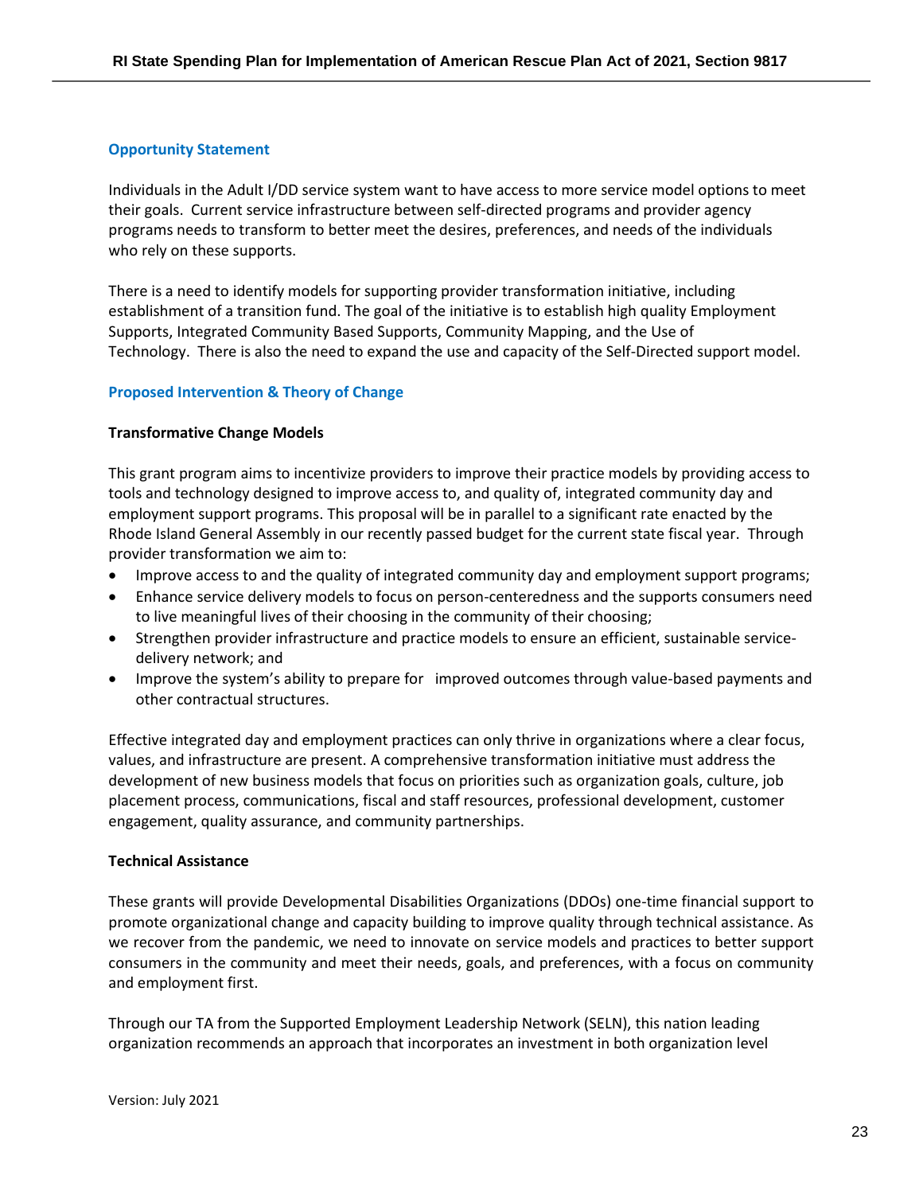### Opportunity Statement

Individuals in the Adult I/DD service system want to have access to more service model options to meet their goals. Current service infrastructure between self-directed programs and provider agency programs needs to transform to better meet the desires, preferences, and needs of the individuals who rely on these supports.

There is a need to identify models for supporting provider transformation initiative, including establishment of a transition fund. The goal of the initiative is to establish high quality Employment Supports, Integrated Community Based Supports, Community Mapping, and the Use of Technology. There is also the need to expand the use and capacity of the Self-Directed support model.

### Proposed Intervention & Theory of Change

**Transformative Change Models**

This grant program aims to incentivize providers to improve their practice models by providing access to tools and technology designed to improve access to, and quality of, integrated community day and employment support programs. This proposal will be in parallel to a significant rate enacted by the Rhode Island General Assembly in our recently passed budget for the current state fiscal year. Through provider transformation we aim to:

- Improve access to and the quality of integrated community day and employment support programs;
- Enhance service delivery models to focus on person-centeredness and the supports consumers need to live meaningful lives of their choosing in the community of their choosing;
- Strengthen provider infrastructure and practice models to ensure an efficient, sustainable service-delivery network; and
- Improve the system's ability to prepare for improved outcomes through value-based payments and other contractual structures.

Effective integrated day and employment practices can only thrive in organizations where a clear focus, values, and infrastructure are present. A comprehensive transformation initiative must address the development of new business models that focus on priorities such as organization goals, culture, job placement process, communications, fiscal and staff resources, professional development, customer engagement, quality assurance, and community partnerships.

**Technical Assistance**

These grants will provide Developmental Disabilities Organizations (DDOs) one-time financial support to promote organizational change and capacity building to improve quality through technical assistance. As we recover from the pandemic, we need to innovate on service models and practices to better support consumers in the community and meet their needs, goals, and preferences, with a focus on community and employment first.

Through our TA from the Supported Employment Leadership Network (SELN), this nation leading organization recommends an approach that incorporates an investment in both organization level

Version: July 2021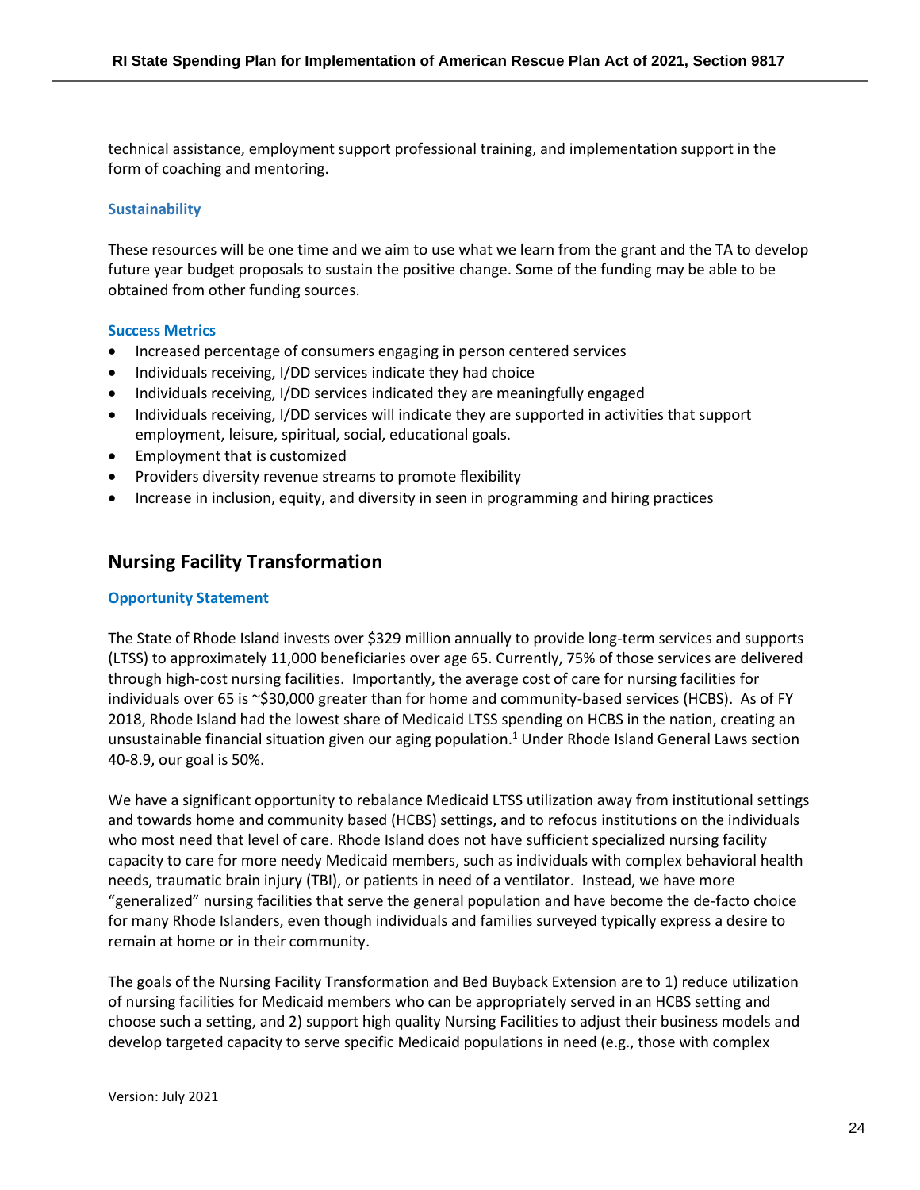technical assistance, employment support professional training, and implementation support in the form of coaching and mentoring.

### Sustainability

These resources will be one time and we aim to use what we learn from the grant and the TA to develop future year budget proposals to sustain the positive change. Some of the funding may be able to be obtained from other funding sources.

### Success Metrics

- Increased percentage of consumers engaging in person centered services
- Individuals receiving, I/DD services indicate they had choice
- Individuals receiving, I/DD services indicated they are meaningfully engaged
- Individuals receiving, I/DD services will indicate they are supported in activities that support employment, leisure, spiritual, social, educational goals.
- Employment that is customized
- Providers diversity revenue streams to promote flexibility
- Increase in inclusion, equity, and diversity in seen in programming and hiring practices

## Nursing Facility Transformation

### Opportunity Statement

The State of Rhode Island invests over $329 million annually to provide long-term services and supports (LTSS) to approximately 11,000 beneficiaries over age 65. Currently, 75% of those services are delivered through high-cost nursing facilities. Importantly, the average cost of care for nursing facilities for individuals over 65 is ~$30,000 greater than for home and community-based services (HCBS). As of FY 2018, Rhode Island had the lowest share of Medicaid LTSS spending on HCBS in the nation, creating an unsustainable financial situation given our aging population.[1] Under Rhode Island General Laws section 40-8.9, our goal is 50%.

We have a significant opportunity to rebalance Medicaid LTSS utilization away from institutional settings and towards home and community based (HCBS) settings, and to refocus institutions on the individuals who most need that level of care. Rhode Island does not have sufficient specialized nursing facility capacity to care for more needy Medicaid members, such as individuals with complex behavioral health needs, traumatic brain injury (TBI), or patients in need of a ventilator. Instead, we have more "generalized" nursing facilities that serve the general population and have become the de-facto choice for many Rhode Islanders, even though individuals and families surveyed typically express a desire to remain at home or in their community.

The goals of the Nursing Facility Transformation and Bed Buyback Extension are to 1) reduce utilization of nursing facilities for Medicaid members who can be appropriately served in an HCBS setting and choose such a setting, and 2) support high quality Nursing Facilities to adjust their business models and develop targeted capacity to serve specific Medicaid populations in need (e.g., those with complex

Version: July 2021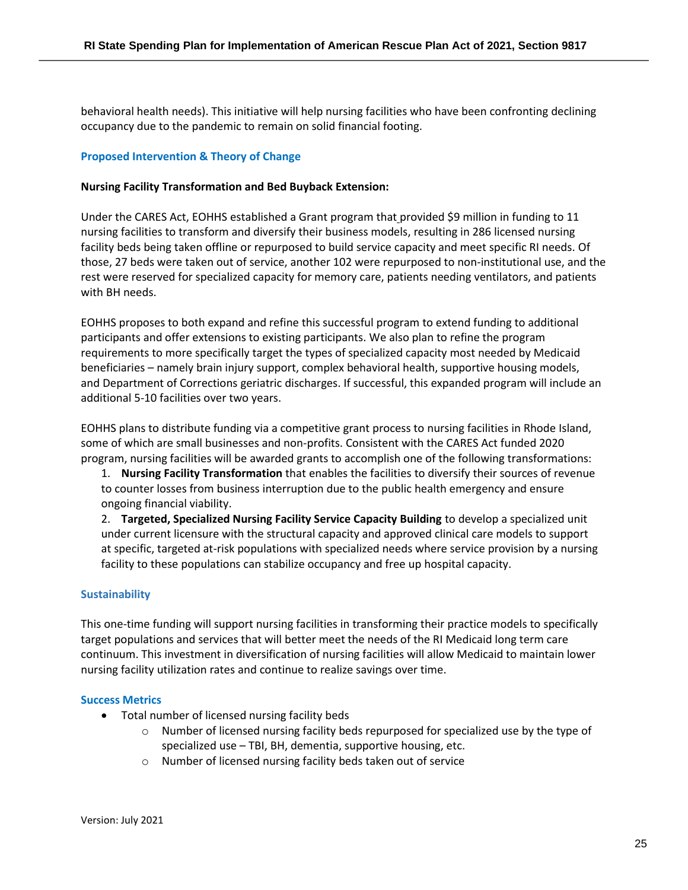behavioral health needs). This initiative will help nursing facilities who have been confronting declining occupancy due to the pandemic to remain on solid financial footing.

### Proposed Intervention & Theory of Change

**Nursing Facility Transformation and Bed Buyback Extension:**

Under the CARES Act, EOHHS established a Grant program that provided $9 million in funding to 11 nursing facilities to transform and diversify their business models, resulting in 286 licensed nursing facility beds being taken offline or repurposed to build service capacity and meet specific RI needs. Of those, 27 beds were taken out of service, another 102 were repurposed to non-institutional use, and the rest were reserved for specialized capacity for memory care, patients needing ventilators, and patients with BH needs.

EOHHS proposes to both expand and refine this successful program to extend funding to additional participants and offer extensions to existing participants. We also plan to refine the program requirements to more specifically target the types of specialized capacity most needed by Medicaid beneficiaries – namely brain injury support, complex behavioral health, supportive housing models, and Department of Corrections geriatric discharges. If successful, this expanded program will include an additional 5-10 facilities over two years.

EOHHS plans to distribute funding via a competitive grant process to nursing facilities in Rhode Island, some of which are small businesses and non-profits. Consistent with the CARES Act funded 2020 program, nursing facilities will be awarded grants to accomplish one of the following transformations:

1. **Nursing Facility Transformation** that enables the facilities to diversify their sources of revenue to counter losses from business interruption due to the public health emergency and ensure ongoing financial viability.
2. **Targeted, Specialized Nursing Facility Service Capacity Building** to develop a specialized unit under current licensure with the structural capacity and approved clinical care models to support at specific, targeted at-risk populations with specialized needs where service provision by a nursing facility to these populations can stabilize occupancy and free up hospital capacity.

### Sustainability

This one-time funding will support nursing facilities in transforming their practice models to specifically target populations and services that will better meet the needs of the RI Medicaid long term care continuum. This investment in diversification of nursing facilities will allow Medicaid to maintain lower nursing facility utilization rates and continue to realize savings over time.

### Success Metrics

- Total number of licensed nursing facility beds
  - Number of licensed nursing facility beds repurposed for specialized use by the type of specialized use – TBI, BH, dementia, supportive housing, etc.
  - Number of licensed nursing facility beds taken out of service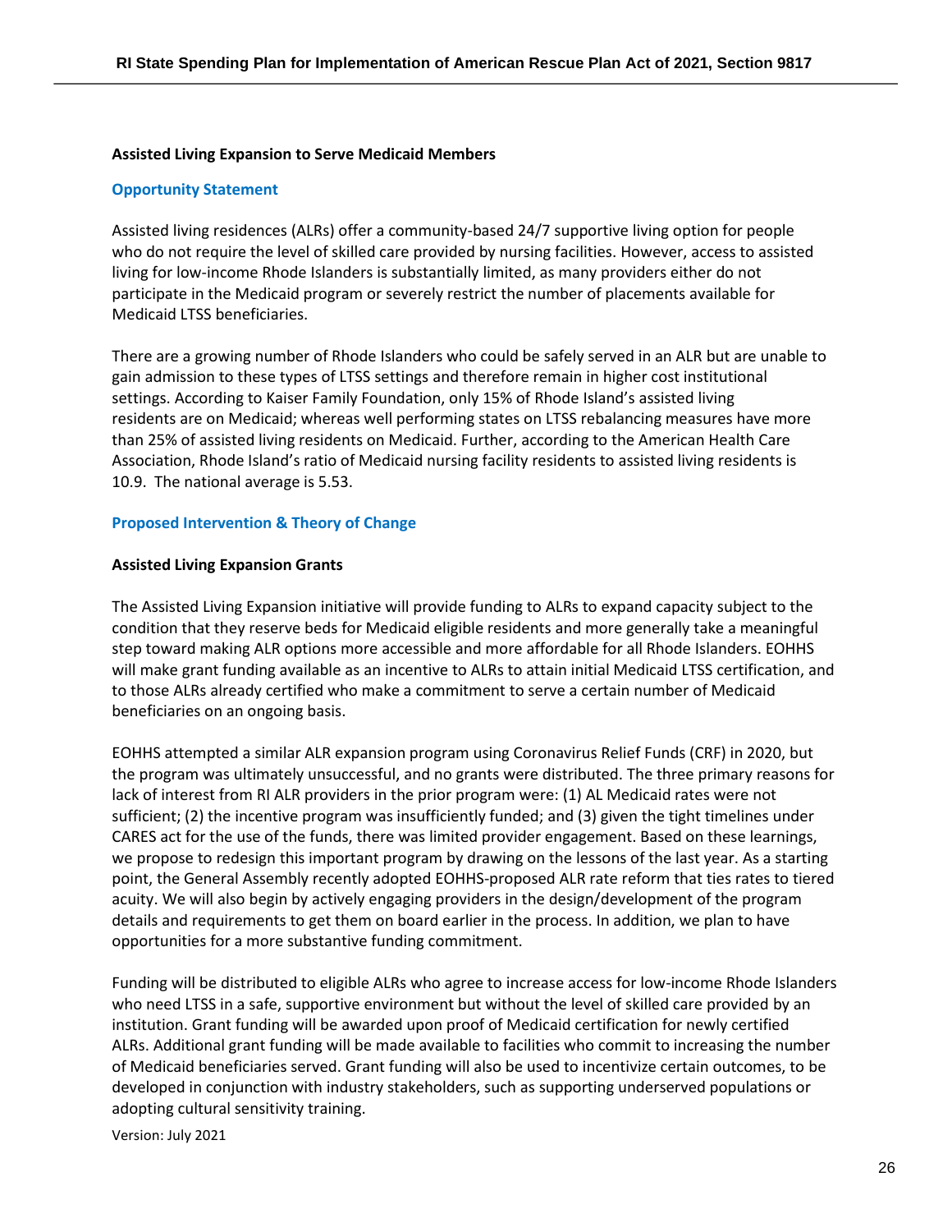**Assisted Living Expansion to Serve Medicaid Members**

**Opportunity Statement**

Assisted living residences (ALRs) offer a community-based 24/7 supportive living option for people who do not require the level of skilled care provided by nursing facilities. However, access to assisted living for low-income Rhode Islanders is substantially limited, as many providers either do not participate in the Medicaid program or severely restrict the number of placements available for Medicaid LTSS beneficiaries.

There are a growing number of Rhode Islanders who could be safely served in an ALR but are unable to gain admission to these types of LTSS settings and therefore remain in higher cost institutional settings. According to Kaiser Family Foundation, only 15% of Rhode Island's assisted living residents are on Medicaid; whereas well performing states on LTSS rebalancing measures have more than 25% of assisted living residents on Medicaid. Further, according to the American Health Care Association, Rhode Island's ratio of Medicaid nursing facility residents to assisted living residents is 10.9. The national average is 5.53.

**Proposed Intervention & Theory of Change**

**Assisted Living Expansion Grants**

The Assisted Living Expansion initiative will provide funding to ALRs to expand capacity subject to the condition that they reserve beds for Medicaid eligible residents and more generally take a meaningful step toward making ALR options more accessible and more affordable for all Rhode Islanders. EOHHS will make grant funding available as an incentive to ALRs to attain initial Medicaid LTSS certification, and to those ALRs already certified who make a commitment to serve a certain number of Medicaid beneficiaries on an ongoing basis.

EOHHS attempted a similar ALR expansion program using Coronavirus Relief Funds (CRF) in 2020, but the program was ultimately unsuccessful, and no grants were distributed. The three primary reasons for lack of interest from RI ALR providers in the prior program were: (1) AL Medicaid rates were not sufficient; (2) the incentive program was insufficiently funded; and (3) given the tight timelines under CARES act for the use of the funds, there was limited provider engagement. Based on these learnings, we propose to redesign this important program by drawing on the lessons of the last year. As a starting point, the General Assembly recently adopted EOHHS-proposed ALR rate reform that ties rates to tiered acuity. We will also begin by actively engaging providers in the design/development of the program details and requirements to get them on board earlier in the process. In addition, we plan to have opportunities for a more substantive funding commitment.

Funding will be distributed to eligible ALRs who agree to increase access for low-income Rhode Islanders who need LTSS in a safe, supportive environment but without the level of skilled care provided by an institution. Grant funding will be awarded upon proof of Medicaid certification for newly certified ALRs. Additional grant funding will be made available to facilities who commit to increasing the number of Medicaid beneficiaries served. Grant funding will also be used to incentivize certain outcomes, to be developed in conjunction with industry stakeholders, such as supporting underserved populations or adopting cultural sensitivity training.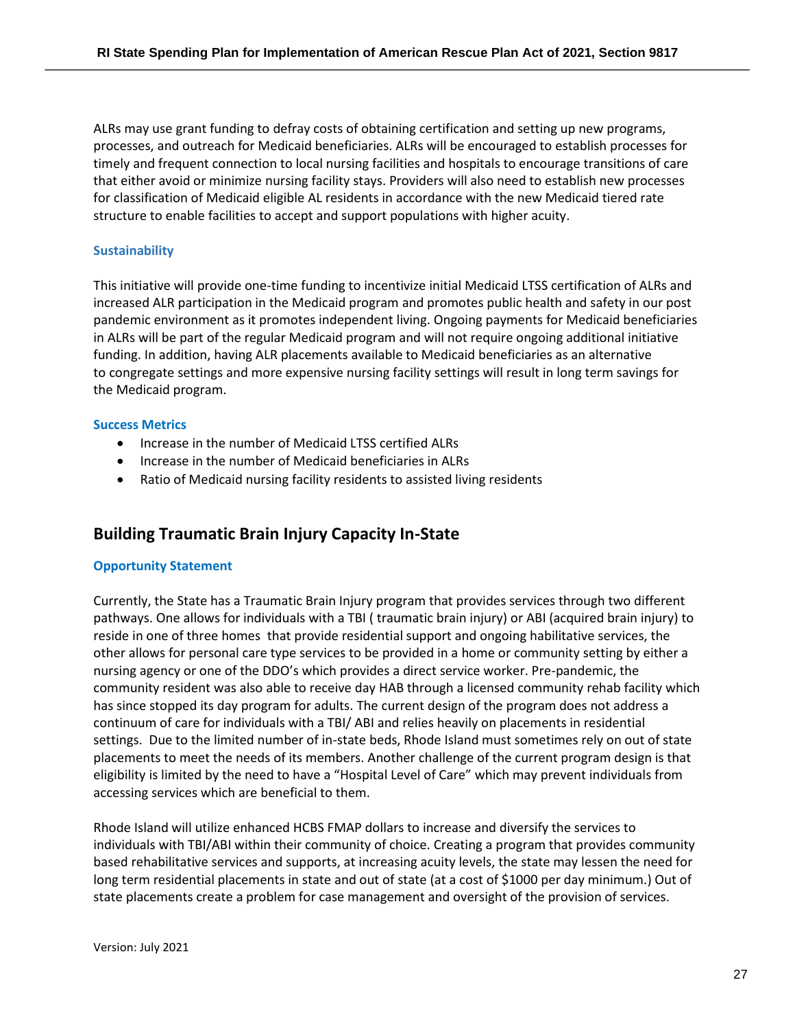ALRs may use grant funding to defray costs of obtaining certification and setting up new programs, processes, and outreach for Medicaid beneficiaries. ALRs will be encouraged to establish processes for timely and frequent connection to local nursing facilities and hospitals to encourage transitions of care that either avoid or minimize nursing facility stays. Providers will also need to establish new processes for classification of Medicaid eligible AL residents in accordance with the new Medicaid tiered rate structure to enable facilities to accept and support populations with higher acuity.

### Sustainability

This initiative will provide one-time funding to incentivize initial Medicaid LTSS certification of ALRs and increased ALR participation in the Medicaid program and promotes public health and safety in our post pandemic environment as it promotes independent living. Ongoing payments for Medicaid beneficiaries in ALRs will be part of the regular Medicaid program and will not require ongoing additional initiative funding. In addition, having ALR placements available to Medicaid beneficiaries as an alternative to congregate settings and more expensive nursing facility settings will result in long term savings for the Medicaid program.

### Success Metrics

- Increase in the number of Medicaid LTSS certified ALRs
- Increase in the number of Medicaid beneficiaries in ALRs
- Ratio of Medicaid nursing facility residents to assisted living residents

## Building Traumatic Brain Injury Capacity In-State

### Opportunity Statement

Currently, the State has a Traumatic Brain Injury program that provides services through two different pathways. One allows for individuals with a TBI ( traumatic brain injury) or ABI (acquired brain injury) to reside in one of three homes that provide residential support and ongoing habilitative services, the other allows for personal care type services to be provided in a home or community setting by either a nursing agency or one of the DDO's which provides a direct service worker. Pre-pandemic, the community resident was also able to receive day HAB through a licensed community rehab facility which has since stopped its day program for adults. The current design of the program does not address a continuum of care for individuals with a TBI/ ABI and relies heavily on placements in residential settings. Due to the limited number of in-state beds, Rhode Island must sometimes rely on out of state placements to meet the needs of its members. Another challenge of the current program design is that eligibility is limited by the need to have a "Hospital Level of Care" which may prevent individuals from accessing services which are beneficial to them.

Rhode Island will utilize enhanced HCBS FMAP dollars to increase and diversify the services to individuals with TBI/ABI within their community of choice. Creating a program that provides community based rehabilitative services and supports, at increasing acuity levels, the state may lessen the need for long term residential placements in state and out of state (at a cost of $1000 per day minimum.) Out of state placements create a problem for case management and oversight of the provision of services.

Version: July 2021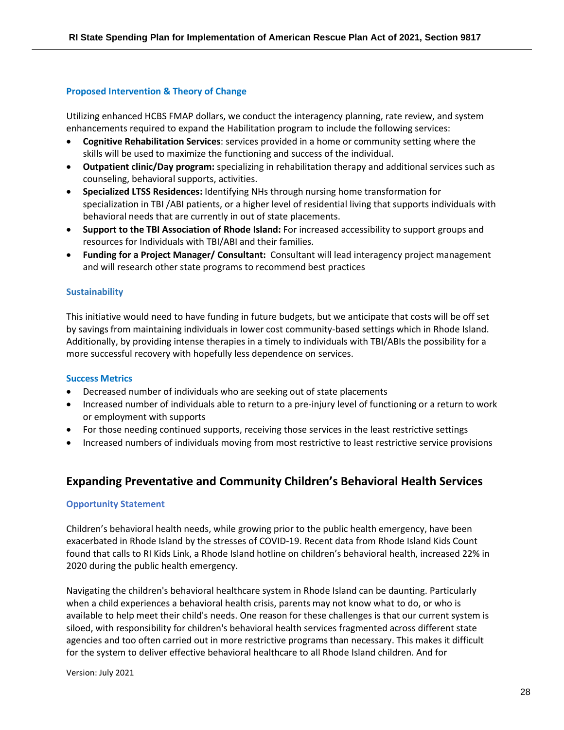### Proposed Intervention & Theory of Change

Utilizing enhanced HCBS FMAP dollars, we conduct the interagency planning, rate review, and system enhancements required to expand the Habilitation program to include the following services:

- **Cognitive Rehabilitation Services**: services provided in a home or community setting where the skills will be used to maximize the functioning and success of the individual.
- **Outpatient clinic/Day program:** specializing in rehabilitation therapy and additional services such as counseling, behavioral supports, activities.
- **Specialized LTSS Residences:** Identifying NHs through nursing home transformation for specialization in TBI /ABI patients, or a higher level of residential living that supports individuals with behavioral needs that are currently in out of state placements.
- **Support to the TBI Association of Rhode Island:** For increased accessibility to support groups and resources for Individuals with TBI/ABI and their families.
- **Funding for a Project Manager/ Consultant:** Consultant will lead interagency project management and will research other state programs to recommend best practices

### Sustainability

This initiative would need to have funding in future budgets, but we anticipate that costs will be off set by savings from maintaining individuals in lower cost community-based settings which in Rhode Island. Additionally, by providing intense therapies in a timely to individuals with TBI/ABIs the possibility for a more successful recovery with hopefully less dependence on services.

### Success Metrics

- Decreased number of individuals who are seeking out of state placements
- Increased number of individuals able to return to a pre-injury level of functioning or a return to work or employment with supports
- For those needing continued supports, receiving those services in the least restrictive settings
- Increased numbers of individuals moving from most restrictive to least restrictive service provisions

## Expanding Preventative and Community Children's Behavioral Health Services

### Opportunity Statement

Children's behavioral health needs, while growing prior to the public health emergency, have been exacerbated in Rhode Island by the stresses of COVID-19. Recent data from Rhode Island Kids Count found that calls to RI Kids Link, a Rhode Island hotline on children's behavioral health, increased 22% in 2020 during the public health emergency.

Navigating the children's behavioral healthcare system in Rhode Island can be daunting. Particularly when a child experiences a behavioral health crisis, parents may not know what to do, or who is available to help meet their child's needs. One reason for these challenges is that our current system is siloed, with responsibility for children's behavioral health services fragmented across different state agencies and too often carried out in more restrictive programs than necessary. This makes it difficult for the system to deliver effective behavioral healthcare to all Rhode Island children. And for

Version: July 2021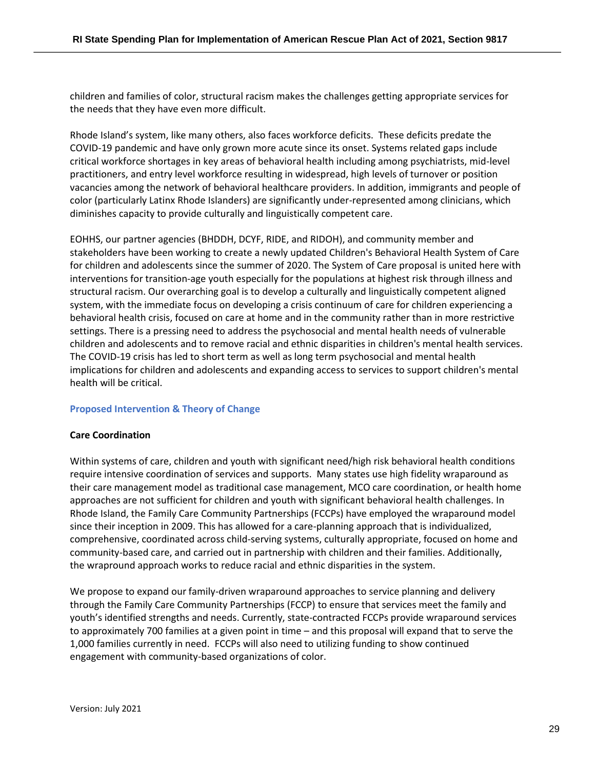children and families of color, structural racism makes the challenges getting appropriate services for the needs that they have even more difficult.

Rhode Island's system, like many others, also faces workforce deficits. These deficits predate the COVID-19 pandemic and have only grown more acute since its onset. Systems related gaps include critical workforce shortages in key areas of behavioral health including among psychiatrists, mid-level practitioners, and entry level workforce resulting in widespread, high levels of turnover or position vacancies among the network of behavioral healthcare providers. In addition, immigrants and people of color (particularly Latinx Rhode Islanders) are significantly under-represented among clinicians, which diminishes capacity to provide culturally and linguistically competent care.

EOHHS, our partner agencies (BHDDH, DCYF, RIDE, and RIDOH), and community member and stakeholders have been working to create a newly updated Children's Behavioral Health System of Care for children and adolescents since the summer of 2020. The System of Care proposal is united here with interventions for transition-age youth especially for the populations at highest risk through illness and structural racism. Our overarching goal is to develop a culturally and linguistically competent aligned system, with the immediate focus on developing a crisis continuum of care for children experiencing a behavioral health crisis, focused on care at home and in the community rather than in more restrictive settings. There is a pressing need to address the psychosocial and mental health needs of vulnerable children and adolescents and to remove racial and ethnic disparities in children's mental health services. The COVID-19 crisis has led to short term as well as long term psychosocial and mental health implications for children and adolescents and expanding access to services to support children's mental health will be critical.

### Proposed Intervention & Theory of Change

**Care Coordination**

Within systems of care, children and youth with significant need/high risk behavioral health conditions require intensive coordination of services and supports. Many states use high fidelity wraparound as their care management model as traditional case management, MCO care coordination, or health home approaches are not sufficient for children and youth with significant behavioral health challenges. In Rhode Island, the Family Care Community Partnerships (FCCPs) have employed the wraparound model since their inception in 2009. This has allowed for a care-planning approach that is individualized, comprehensive, coordinated across child-serving systems, culturally appropriate, focused on home and community-based care, and carried out in partnership with children and their families. Additionally, the wrapround approach works to reduce racial and ethnic disparities in the system.

We propose to expand our family-driven wraparound approaches to service planning and delivery through the Family Care Community Partnerships (FCCP) to ensure that services meet the family and youth's identified strengths and needs. Currently, state-contracted FCCPs provide wraparound services to approximately 700 families at a given point in time – and this proposal will expand that to serve the 1,000 families currently in need. FCCPs will also need to utilizing funding to show continued engagement with community-based organizations of color.

Version: July 2021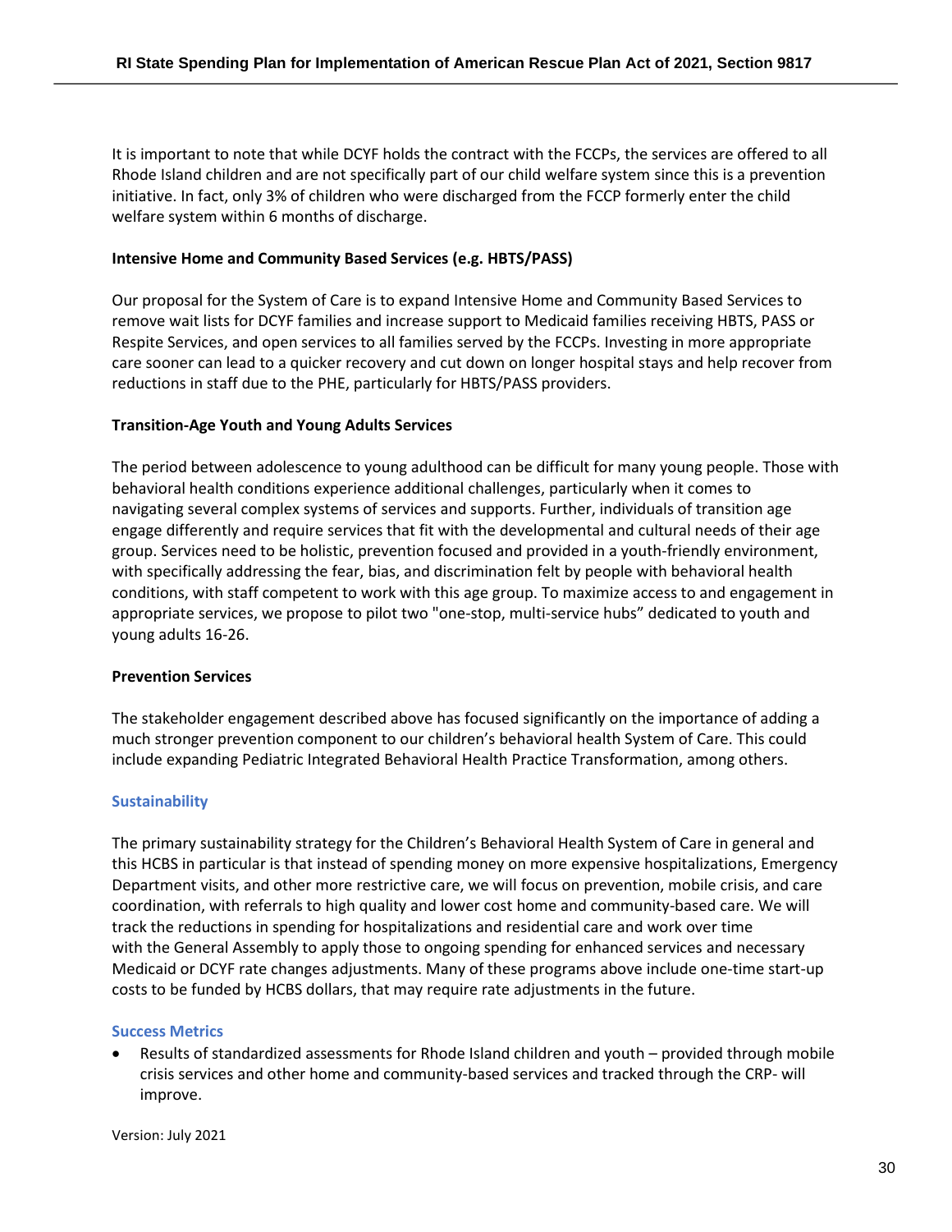It is important to note that while DCYF holds the contract with the FCCPs, the services are offered to all Rhode Island children and are not specifically part of our child welfare system since this is a prevention initiative. In fact, only 3% of children who were discharged from the FCCP formerly enter the child welfare system within 6 months of discharge.

**Intensive Home and Community Based Services (e.g. HBTS/PASS)**

Our proposal for the System of Care is to expand Intensive Home and Community Based Services to remove wait lists for DCYF families and increase support to Medicaid families receiving HBTS, PASS or Respite Services, and open services to all families served by the FCCPs. Investing in more appropriate care sooner can lead to a quicker recovery and cut down on longer hospital stays and help recover from reductions in staff due to the PHE, particularly for HBTS/PASS providers.

**Transition-Age Youth and Young Adults Services**

The period between adolescence to young adulthood can be difficult for many young people. Those with behavioral health conditions experience additional challenges, particularly when it comes to navigating several complex systems of services and supports. Further, individuals of transition age engage differently and require services that fit with the developmental and cultural needs of their age group. Services need to be holistic, prevention focused and provided in a youth-friendly environment, with specifically addressing the fear, bias, and discrimination felt by people with behavioral health conditions, with staff competent to work with this age group. To maximize access to and engagement in appropriate services, we propose to pilot two "one-stop, multi-service hubs" dedicated to youth and young adults 16-26.

**Prevention Services**

The stakeholder engagement described above has focused significantly on the importance of adding a much stronger prevention component to our children's behavioral health System of Care. This could include expanding Pediatric Integrated Behavioral Health Practice Transformation, among others.

### Sustainability

The primary sustainability strategy for the Children's Behavioral Health System of Care in general and this HCBS in particular is that instead of spending money on more expensive hospitalizations, Emergency Department visits, and other more restrictive care, we will focus on prevention, mobile crisis, and care coordination, with referrals to high quality and lower cost home and community-based care. We will track the reductions in spending for hospitalizations and residential care and work over time with the General Assembly to apply those to ongoing spending for enhanced services and necessary Medicaid or DCYF rate changes adjustments. Many of these programs above include one-time start-up costs to be funded by HCBS dollars, that may require rate adjustments in the future.

### Success Metrics

- Results of standardized assessments for Rhode Island children and youth – provided through mobile crisis services and other home and community-based services and tracked through the CRP- will improve.

Version: July 2021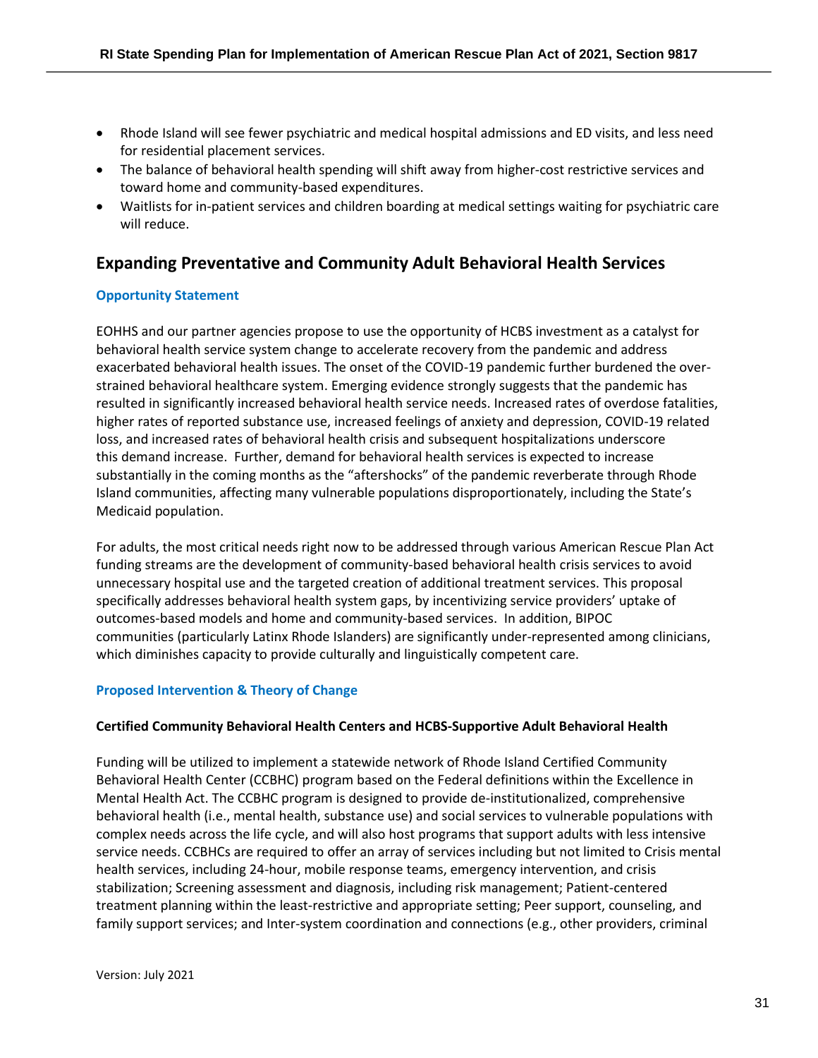- Rhode Island will see fewer psychiatric and medical hospital admissions and ED visits, and less need for residential placement services.
- The balance of behavioral health spending will shift away from higher-cost restrictive services and toward home and community-based expenditures.
- Waitlists for in-patient services and children boarding at medical settings waiting for psychiatric care will reduce.

## Expanding Preventative and Community Adult Behavioral Health Services

### Opportunity Statement

EOHHS and our partner agencies propose to use the opportunity of HCBS investment as a catalyst for behavioral health service system change to accelerate recovery from the pandemic and address exacerbated behavioral health issues. The onset of the COVID-19 pandemic further burdened the over-strained behavioral healthcare system. Emerging evidence strongly suggests that the pandemic has resulted in significantly increased behavioral health service needs. Increased rates of overdose fatalities, higher rates of reported substance use, increased feelings of anxiety and depression, COVID-19 related loss, and increased rates of behavioral health crisis and subsequent hospitalizations underscore this demand increase. Further, demand for behavioral health services is expected to increase substantially in the coming months as the "aftershocks" of the pandemic reverberate through Rhode Island communities, affecting many vulnerable populations disproportionately, including the State's Medicaid population.

For adults, the most critical needs right now to be addressed through various American Rescue Plan Act funding streams are the development of community-based behavioral health crisis services to avoid unnecessary hospital use and the targeted creation of additional treatment services. This proposal specifically addresses behavioral health system gaps, by incentivizing service providers' uptake of outcomes-based models and home and community-based services. In addition, BIPOC communities (particularly Latinx Rhode Islanders) are significantly under-represented among clinicians, which diminishes capacity to provide culturally and linguistically competent care.

### Proposed Intervention & Theory of Change

**Certified Community Behavioral Health Centers and HCBS-Supportive Adult Behavioral Health**

Funding will be utilized to implement a statewide network of Rhode Island Certified Community Behavioral Health Center (CCBHC) program based on the Federal definitions within the Excellence in Mental Health Act. The CCBHC program is designed to provide de-institutionalized, comprehensive behavioral health (i.e., mental health, substance use) and social services to vulnerable populations with complex needs across the life cycle, and will also host programs that support adults with less intensive service needs. CCBHCs are required to offer an array of services including but not limited to Crisis mental health services, including 24-hour, mobile response teams, emergency intervention, and crisis stabilization; Screening assessment and diagnosis, including risk management; Patient-centered treatment planning within the least-restrictive and appropriate setting; Peer support, counseling, and family support services; and Inter-system coordination and connections (e.g., other providers, criminal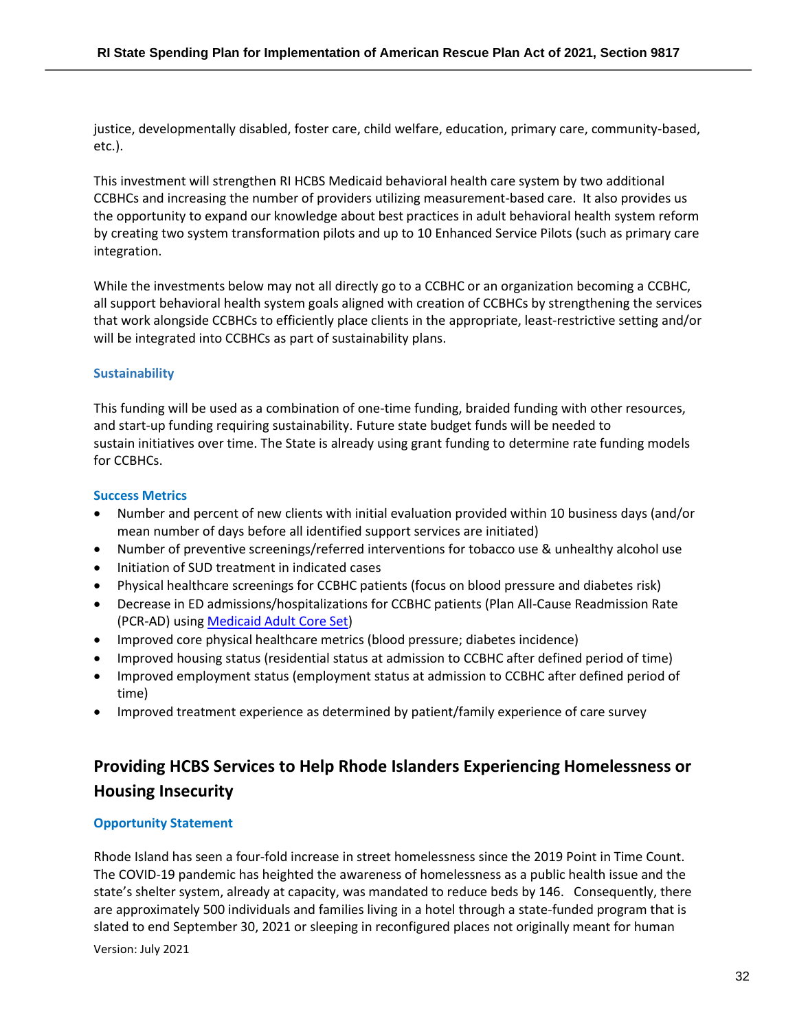justice, developmentally disabled, foster care, child welfare, education, primary care, community-based, etc.).

This investment will strengthen RI HCBS Medicaid behavioral health care system by two additional CCBHCs and increasing the number of providers utilizing measurement-based care. It also provides us the opportunity to expand our knowledge about best practices in adult behavioral health system reform by creating two system transformation pilots and up to 10 Enhanced Service Pilots (such as primary care integration.

While the investments below may not all directly go to a CCBHC or an organization becoming a CCBHC, all support behavioral health system goals aligned with creation of CCBHCs by strengthening the services that work alongside CCBHCs to efficiently place clients in the appropriate, least-restrictive setting and/or will be integrated into CCBHCs as part of sustainability plans.

#### Sustainability

This funding will be used as a combination of one-time funding, braided funding with other resources, and start-up funding requiring sustainability. Future state budget funds will be needed to sustain initiatives over time. The State is already using grant funding to determine rate funding models for CCBHCs.

#### Success Metrics

- Number and percent of new clients with initial evaluation provided within 10 business days (and/or mean number of days before all identified support services are initiated)
- Number of preventive screenings/referred interventions for tobacco use & unhealthy alcohol use
- Initiation of SUD treatment in indicated cases
- Physical healthcare screenings for CCBHC patients (focus on blood pressure and diabetes risk)
- Decrease in ED admissions/hospitalizations for CCBHC patients (Plan All-Cause Readmission Rate (PCR-AD) using Medicaid Adult Core Set)
- Improved core physical healthcare metrics (blood pressure; diabetes incidence)
- Improved housing status (residential status at admission to CCBHC after defined period of time)
- Improved employment status (employment status at admission to CCBHC after defined period of time)
- Improved treatment experience as determined by patient/family experience of care survey

## Providing HCBS Services to Help Rhode Islanders Experiencing Homelessness or Housing Insecurity

#### Opportunity Statement

Rhode Island has seen a four-fold increase in street homelessness since the 2019 Point in Time Count. The COVID-19 pandemic has heighted the awareness of homelessness as a public health issue and the state's shelter system, already at capacity, was mandated to reduce beds by 146. Consequently, there are approximately 500 individuals and families living in a hotel through a state-funded program that is slated to end September 30, 2021 or sleeping in reconfigured places not originally meant for human

Version: July 2021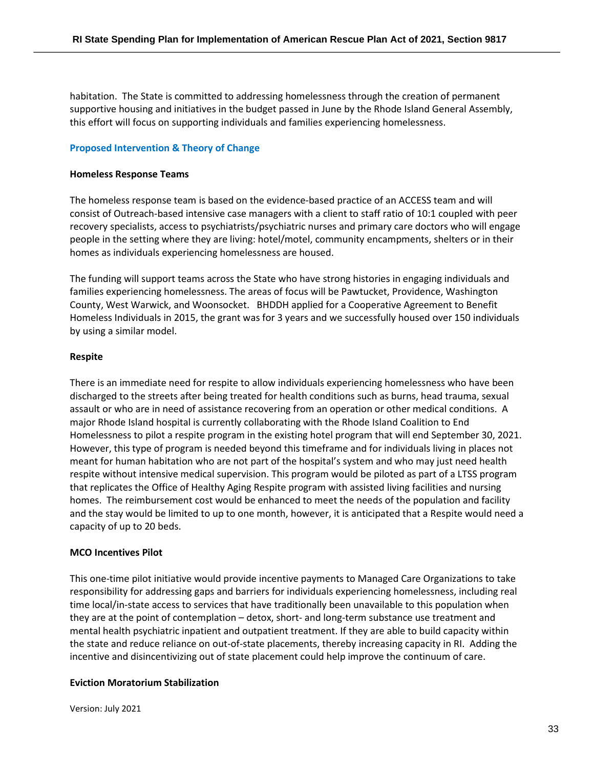habitation. The State is committed to addressing homelessness through the creation of permanent supportive housing and initiatives in the budget passed in June by the Rhode Island General Assembly, this effort will focus on supporting individuals and families experiencing homelessness.

### Proposed Intervention & Theory of Change

**Homeless Response Teams**

The homeless response team is based on the evidence-based practice of an ACCESS team and will consist of Outreach-based intensive case managers with a client to staff ratio of 10:1 coupled with peer recovery specialists, access to psychiatrists/psychiatric nurses and primary care doctors who will engage people in the setting where they are living: hotel/motel, community encampments, shelters or in their homes as individuals experiencing homelessness are housed.

The funding will support teams across the State who have strong histories in engaging individuals and families experiencing homelessness. The areas of focus will be Pawtucket, Providence, Washington County, West Warwick, and Woonsocket. BHDDH applied for a Cooperative Agreement to Benefit Homeless Individuals in 2015, the grant was for 3 years and we successfully housed over 150 individuals by using a similar model.

**Respite**

There is an immediate need for respite to allow individuals experiencing homelessness who have been discharged to the streets after being treated for health conditions such as burns, head trauma, sexual assault or who are in need of assistance recovering from an operation or other medical conditions. A major Rhode Island hospital is currently collaborating with the Rhode Island Coalition to End Homelessness to pilot a respite program in the existing hotel program that will end September 30, 2021. However, this type of program is needed beyond this timeframe and for individuals living in places not meant for human habitation who are not part of the hospital's system and who may just need health respite without intensive medical supervision. This program would be piloted as part of a LTSS program that replicates the Office of Healthy Aging Respite program with assisted living facilities and nursing homes. The reimbursement cost would be enhanced to meet the needs of the population and facility and the stay would be limited to up to one month, however, it is anticipated that a Respite would need a capacity of up to 20 beds.

**MCO Incentives Pilot**

This one-time pilot initiative would provide incentive payments to Managed Care Organizations to take responsibility for addressing gaps and barriers for individuals experiencing homelessness, including real time local/in-state access to services that have traditionally been unavailable to this population when they are at the point of contemplation – detox, short- and long-term substance use treatment and mental health psychiatric inpatient and outpatient treatment. If they are able to build capacity within the state and reduce reliance on out-of-state placements, thereby increasing capacity in RI. Adding the incentive and disincentivizing out of state placement could help improve the continuum of care.

**Eviction Moratorium Stabilization**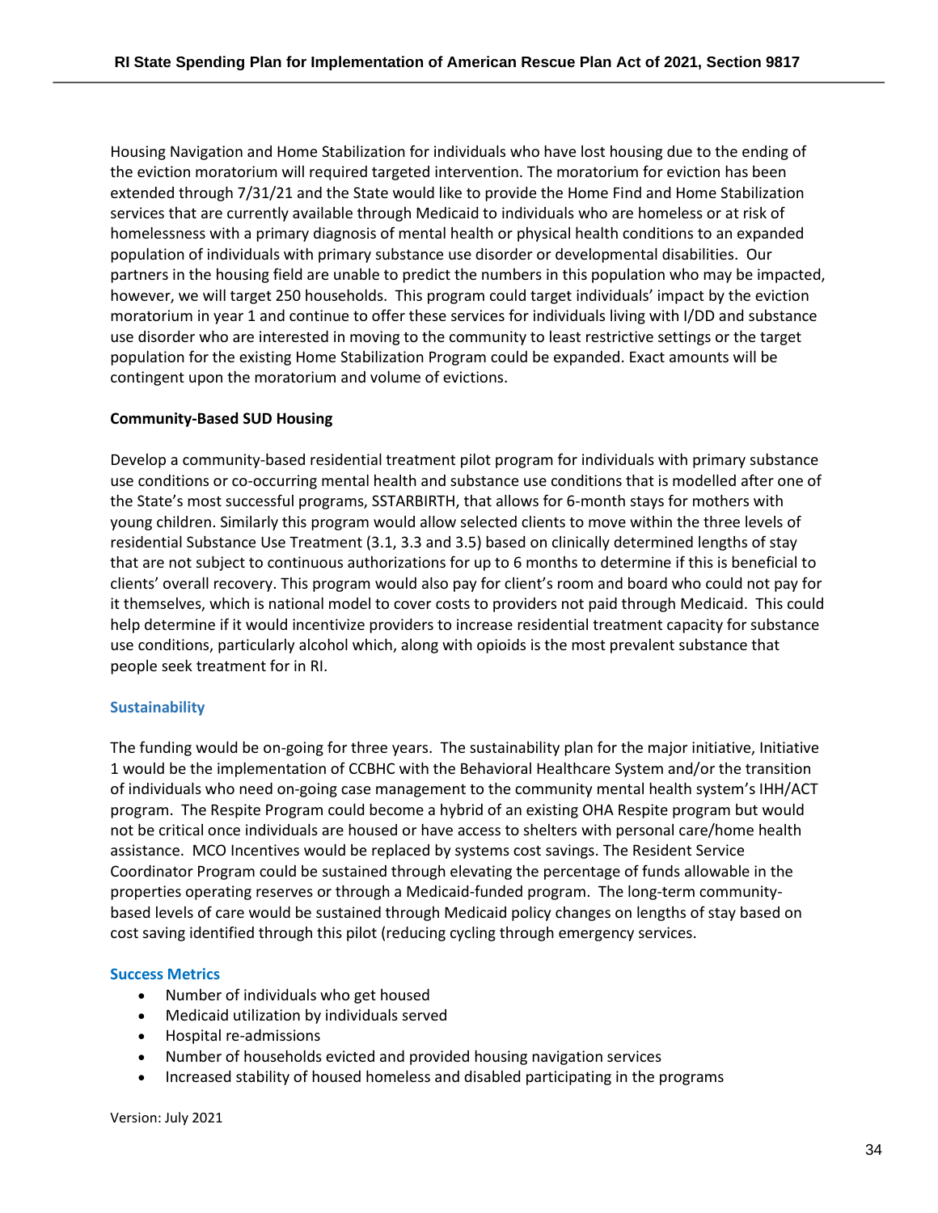Housing Navigation and Home Stabilization for individuals who have lost housing due to the ending of the eviction moratorium will required targeted intervention. The moratorium for eviction has been extended through 7/31/21 and the State would like to provide the Home Find and Home Stabilization services that are currently available through Medicaid to individuals who are homeless or at risk of homelessness with a primary diagnosis of mental health or physical health conditions to an expanded population of individuals with primary substance use disorder or developmental disabilities. Our partners in the housing field are unable to predict the numbers in this population who may be impacted, however, we will target 250 households. This program could target individuals' impact by the eviction moratorium in year 1 and continue to offer these services for individuals living with I/DD and substance use disorder who are interested in moving to the community to least restrictive settings or the target population for the existing Home Stabilization Program could be expanded. Exact amounts will be contingent upon the moratorium and volume of evictions.

**Community-Based SUD Housing**

Develop a community-based residential treatment pilot program for individuals with primary substance use conditions or co-occurring mental health and substance use conditions that is modelled after one of the State's most successful programs, SSTARBIRTH, that allows for 6-month stays for mothers with young children. Similarly this program would allow selected clients to move within the three levels of residential Substance Use Treatment (3.1, 3.3 and 3.5) based on clinically determined lengths of stay that are not subject to continuous authorizations for up to 6 months to determine if this is beneficial to clients' overall recovery. This program would also pay for client's room and board who could not pay for it themselves, which is national model to cover costs to providers not paid through Medicaid. This could help determine if it would incentivize providers to increase residential treatment capacity for substance use conditions, particularly alcohol which, along with opioids is the most prevalent substance that people seek treatment for in RI.

### Sustainability

The funding would be on-going for three years. The sustainability plan for the major initiative, Initiative 1 would be the implementation of CCBHC with the Behavioral Healthcare System and/or the transition of individuals who need on-going case management to the community mental health system's IHH/ACT program. The Respite Program could become a hybrid of an existing OHA Respite program but would not be critical once individuals are housed or have access to shelters with personal care/home health assistance. MCO Incentives would be replaced by systems cost savings. The Resident Service Coordinator Program could be sustained through elevating the percentage of funds allowable in the properties operating reserves or through a Medicaid-funded program. The long-term community-based levels of care would be sustained through Medicaid policy changes on lengths of stay based on cost saving identified through this pilot (reducing cycling through emergency services.

### Success Metrics

- Number of individuals who get housed
- Medicaid utilization by individuals served
- Hospital re-admissions
- Number of households evicted and provided housing navigation services
- Increased stability of housed homeless and disabled participating in the programs

Version: July 2021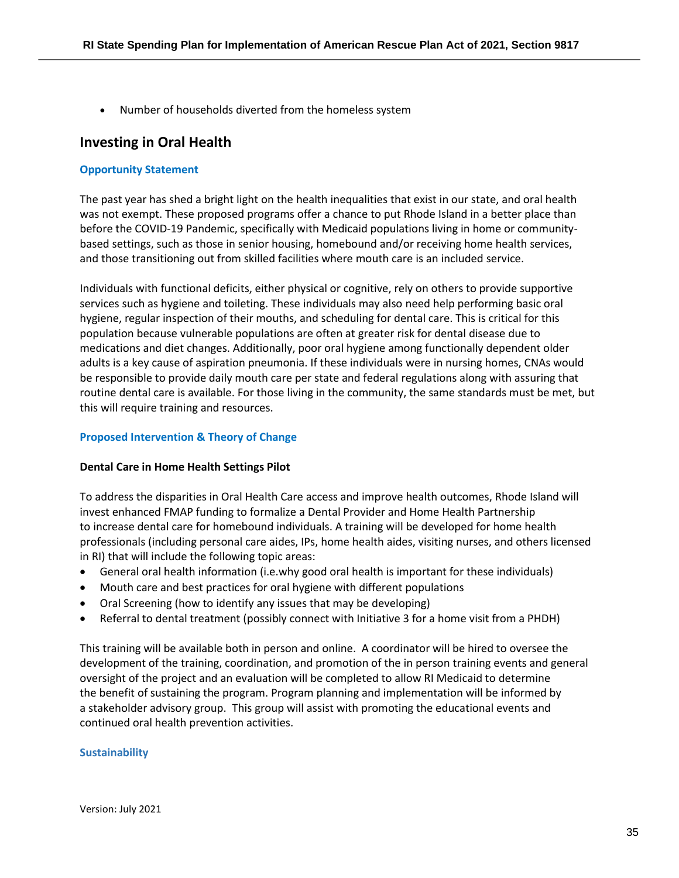- Number of households diverted from the homeless system

## Investing in Oral Health

### Opportunity Statement

The past year has shed a bright light on the health inequalities that exist in our state, and oral health was not exempt. These proposed programs offer a chance to put Rhode Island in a better place than before the COVID-19 Pandemic, specifically with Medicaid populations living in home or community-based settings, such as those in senior housing, homebound and/or receiving home health services, and those transitioning out from skilled facilities where mouth care is an included service.

Individuals with functional deficits, either physical or cognitive, rely on others to provide supportive services such as hygiene and toileting. These individuals may also need help performing basic oral hygiene, regular inspection of their mouths, and scheduling for dental care. This is critical for this population because vulnerable populations are often at greater risk for dental disease due to medications and diet changes. Additionally, poor oral hygiene among functionally dependent older adults is a key cause of aspiration pneumonia. If these individuals were in nursing homes, CNAs would be responsible to provide daily mouth care per state and federal regulations along with assuring that routine dental care is available. For those living in the community, the same standards must be met, but this will require training and resources.

### Proposed Intervention & Theory of Change

**Dental Care in Home Health Settings Pilot**

To address the disparities in Oral Health Care access and improve health outcomes, Rhode Island will invest enhanced FMAP funding to formalize a Dental Provider and Home Health Partnership to increase dental care for homebound individuals. A training will be developed for home health professionals (including personal care aides, IPs, home health aides, visiting nurses, and others licensed in RI) that will include the following topic areas:

- General oral health information (i.e.why good oral health is important for these individuals)
- Mouth care and best practices for oral hygiene with different populations
- Oral Screening (how to identify any issues that may be developing)
- Referral to dental treatment (possibly connect with Initiative 3 for a home visit from a PHDH)

This training will be available both in person and online. A coordinator will be hired to oversee the development of the training, coordination, and promotion of the in person training events and general oversight of the project and an evaluation will be completed to allow RI Medicaid to determine the benefit of sustaining the program. Program planning and implementation will be informed by a stakeholder advisory group. This group will assist with promoting the educational events and continued oral health prevention activities.

### Sustainability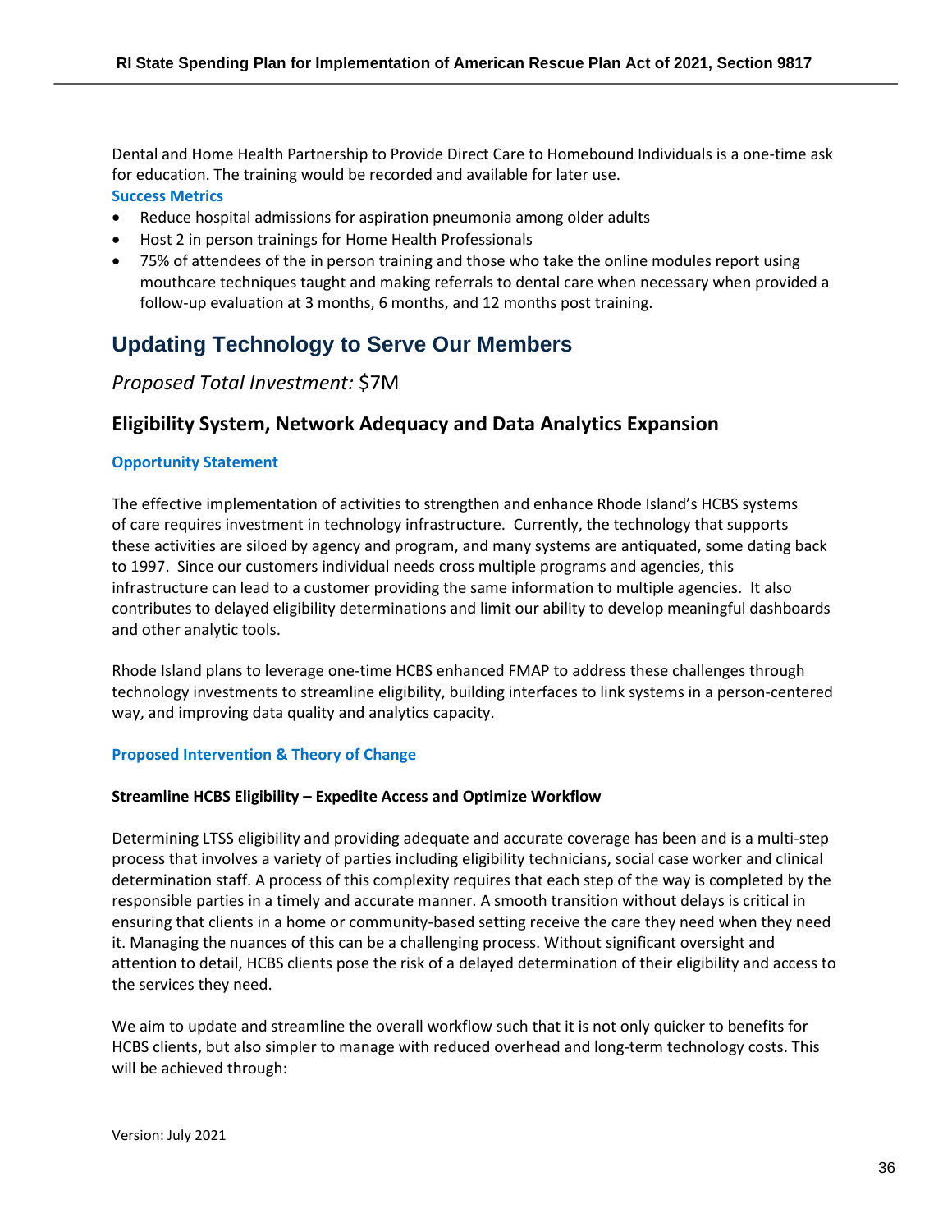Dental and Home Health Partnership to Provide Direct Care to Homebound Individuals is a one-time ask for education. The training would be recorded and available for later use.

**Success Metrics**

- Reduce hospital admissions for aspiration pneumonia among older adults
- Host 2 in person trainings for Home Health Professionals
- 75% of attendees of the in person training and those who take the online modules report using mouthcare techniques taught and making referrals to dental care when necessary when provided a follow-up evaluation at 3 months, 6 months, and 12 months post training.

## Updating Technology to Serve Our Members

*Proposed Total Investment:* $7M

### Eligibility System, Network Adequacy and Data Analytics Expansion

**Opportunity Statement**

The effective implementation of activities to strengthen and enhance Rhode Island's HCBS systems of care requires investment in technology infrastructure. Currently, the technology that supports these activities are siloed by agency and program, and many systems are antiquated, some dating back to 1997. Since our customers individual needs cross multiple programs and agencies, this infrastructure can lead to a customer providing the same information to multiple agencies. It also contributes to delayed eligibility determinations and limit our ability to develop meaningful dashboards and other analytic tools.

Rhode Island plans to leverage one-time HCBS enhanced FMAP to address these challenges through technology investments to streamline eligibility, building interfaces to link systems in a person-centered way, and improving data quality and analytics capacity.

**Proposed Intervention & Theory of Change**

**Streamline HCBS Eligibility – Expedite Access and Optimize Workflow**

Determining LTSS eligibility and providing adequate and accurate coverage has been and is a multi-step process that involves a variety of parties including eligibility technicians, social case worker and clinical determination staff. A process of this complexity requires that each step of the way is completed by the responsible parties in a timely and accurate manner. A smooth transition without delays is critical in ensuring that clients in a home or community-based setting receive the care they need when they need it. Managing the nuances of this can be a challenging process. Without significant oversight and attention to detail, HCBS clients pose the risk of a delayed determination of their eligibility and access to the services they need.

We aim to update and streamline the overall workflow such that it is not only quicker to benefits for HCBS clients, but also simpler to manage with reduced overhead and long-term technology costs. This will be achieved through:

Version: July 2021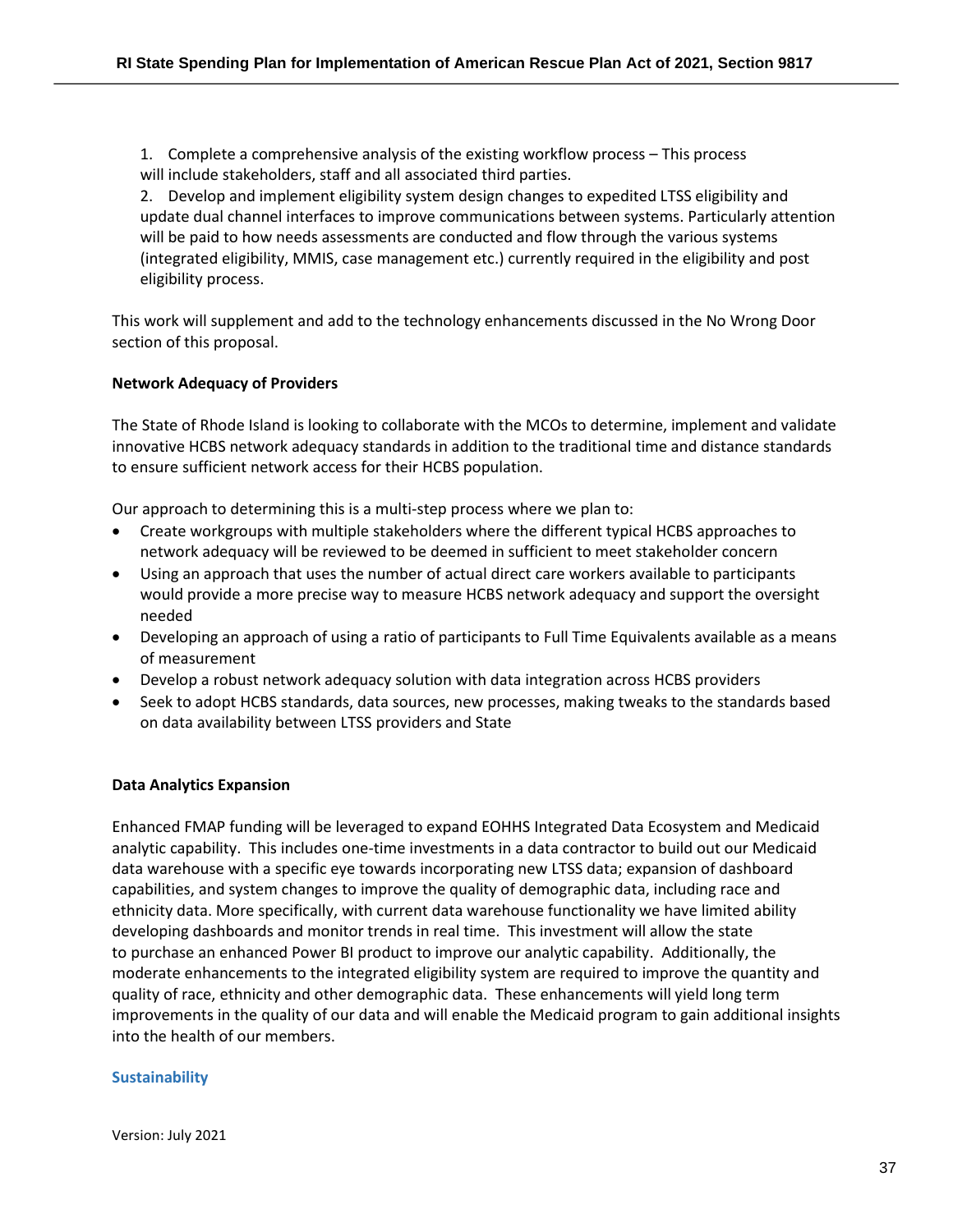1. Complete a comprehensive analysis of the existing workflow process – This process will include stakeholders, staff and all associated third parties.
2. Develop and implement eligibility system design changes to expedited LTSS eligibility and update dual channel interfaces to improve communications between systems. Particularly attention will be paid to how needs assessments are conducted and flow through the various systems (integrated eligibility, MMIS, case management etc.) currently required in the eligibility and post eligibility process.

This work will supplement and add to the technology enhancements discussed in the No Wrong Door section of this proposal.

**Network Adequacy of Providers**

The State of Rhode Island is looking to collaborate with the MCOs to determine, implement and validate innovative HCBS network adequacy standards in addition to the traditional time and distance standards to ensure sufficient network access for their HCBS population.

Our approach to determining this is a multi-step process where we plan to:

- Create workgroups with multiple stakeholders where the different typical HCBS approaches to network adequacy will be reviewed to be deemed in sufficient to meet stakeholder concern
- Using an approach that uses the number of actual direct care workers available to participants would provide a more precise way to measure HCBS network adequacy and support the oversight needed
- Developing an approach of using a ratio of participants to Full Time Equivalents available as a means of measurement
- Develop a robust network adequacy solution with data integration across HCBS providers
- Seek to adopt HCBS standards, data sources, new processes, making tweaks to the standards based on data availability between LTSS providers and State

**Data Analytics Expansion**

Enhanced FMAP funding will be leveraged to expand EOHHS Integrated Data Ecosystem and Medicaid analytic capability. This includes one-time investments in a data contractor to build out our Medicaid data warehouse with a specific eye towards incorporating new LTSS data; expansion of dashboard capabilities, and system changes to improve the quality of demographic data, including race and ethnicity data. More specifically, with current data warehouse functionality we have limited ability developing dashboards and monitor trends in real time. This investment will allow the state to purchase an enhanced Power BI product to improve our analytic capability. Additionally, the moderate enhancements to the integrated eligibility system are required to improve the quantity and quality of race, ethnicity and other demographic data. These enhancements will yield long term improvements in the quality of our data and will enable the Medicaid program to gain additional insights into the health of our members.

## Sustainability

Version: July 2021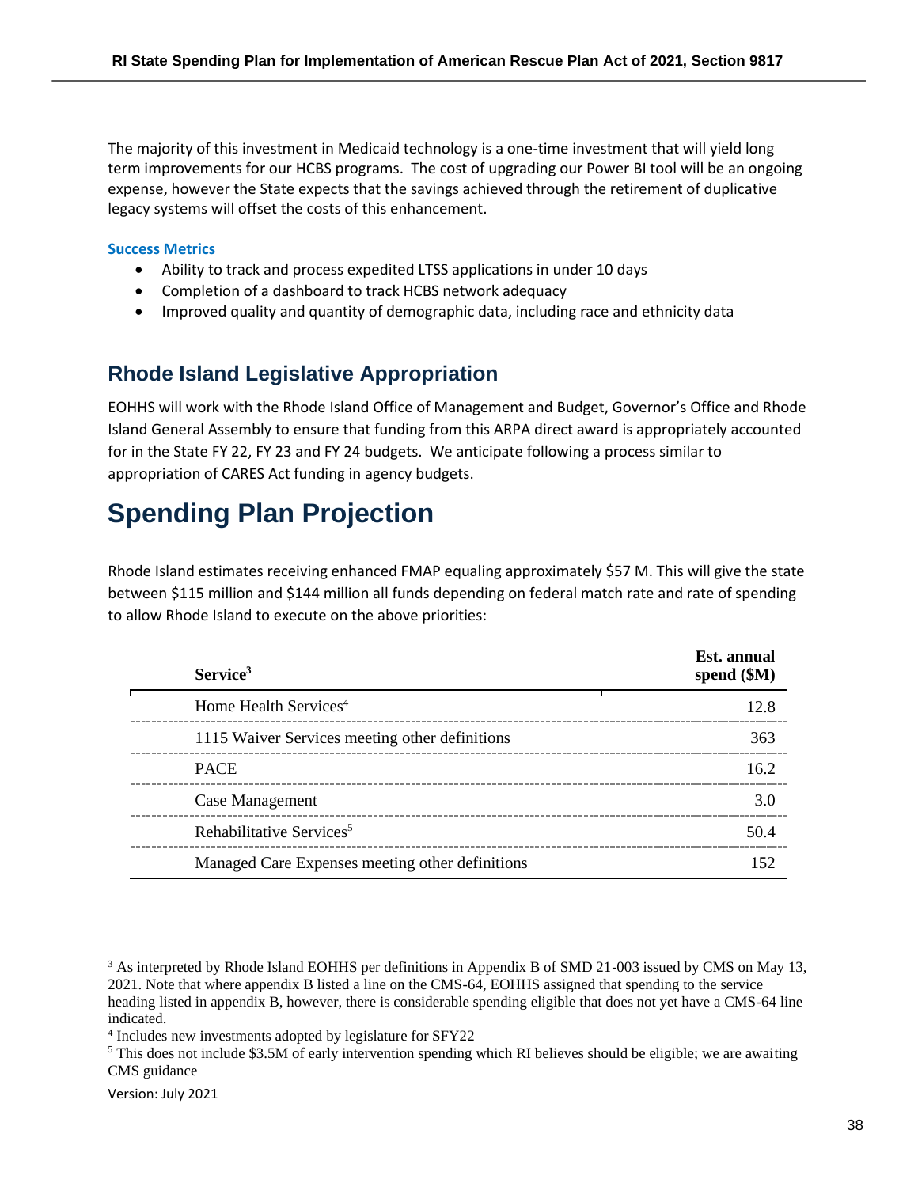The majority of this investment in Medicaid technology is a one-time investment that will yield long term improvements for our HCBS programs. The cost of upgrading our Power BI tool will be an ongoing expense, however the State expects that the savings achieved through the retirement of duplicative legacy systems will offset the costs of this enhancement.

### Success Metrics

- Ability to track and process expedited LTSS applications in under 10 days
- Completion of a dashboard to track HCBS network adequacy
- Improved quality and quantity of demographic data, including race and ethnicity data

## Rhode Island Legislative Appropriation

EOHHS will work with the Rhode Island Office of Management and Budget, Governor's Office and Rhode Island General Assembly to ensure that funding from this ARPA direct award is appropriately accounted for in the State FY 22, FY 23 and FY 24 budgets. We anticipate following a process similar to appropriation of CARES Act funding in agency budgets.

# Spending Plan Projection

Rhode Island estimates receiving enhanced FMAP equaling approximately $57 M. This will give the state between $115 million and $144 million all funds depending on federal match rate and rate of spending to allow Rhode Island to execute on the above priorities:

| Service[3] | Est. annual spend ($M) |
|---|---|
| Home Health Services[4] | 12.8 |
| 1115 Waiver Services meeting other definitions | 363 |
| PACE | 16.2 |
| Case Management | 3.0 |
| Rehabilitative Services[5] | 50.4 |
| Managed Care Expenses meeting other definitions | 152 |

[3] As interpreted by Rhode Island EOHHS per definitions in Appendix B of SMD 21-003 issued by CMS on May 13, 2021. Note that where appendix B listed a line on the CMS-64, EOHHS assigned that spending to the service heading listed in appendix B, however, there is considerable spending eligible that does not yet have a CMS-64 line indicated.

[4] Includes new investments adopted by legislature for SFY22

[5] This does not include $3.5M of early intervention spending which RI believes should be eligible; we are awaiting CMS guidance

Version: July 2021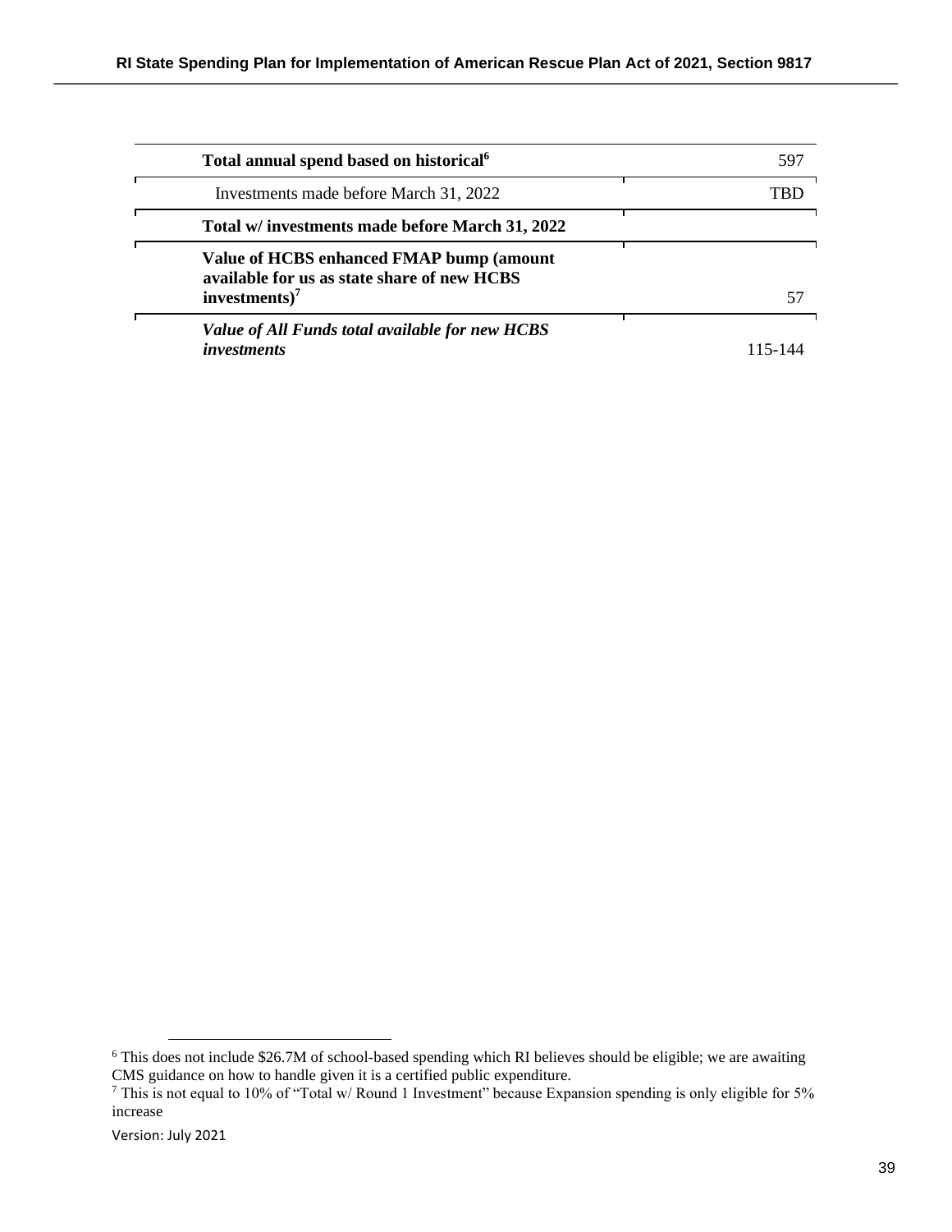| | |
|---|---|
| **Total annual spend based on historical**[6] | 597 |
| Investments made before March 31, 2022 | TBD |
| **Total w/ investments made before March 31, 2022** | |
| **Value of HCBS enhanced FMAP bump (amount available for us as state share of new HCBS investments)**[7] | 57 |
| ***Value of All Funds total available for new HCBS investments*** | 115-144 |

[6] This does not include $26.7M of school-based spending which RI believes should be eligible; we are awaiting CMS guidance on how to handle given it is a certified public expenditure.

[7] This is not equal to 10% of "Total w/ Round 1 Investment" because Expansion spending is only eligible for 5% increase

Version: July 2021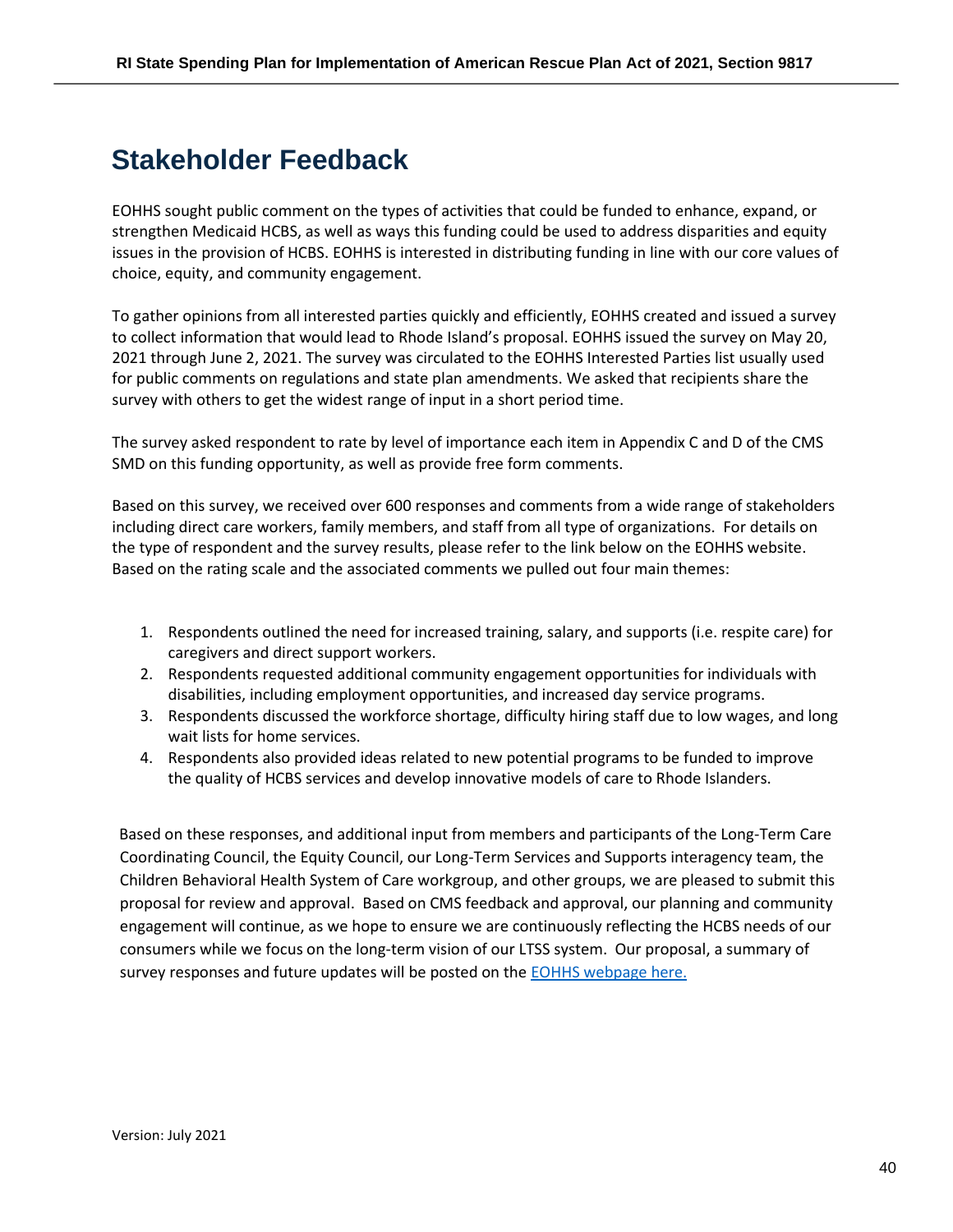# Stakeholder Feedback

EOHHS sought public comment on the types of activities that could be funded to enhance, expand, or strengthen Medicaid HCBS, as well as ways this funding could be used to address disparities and equity issues in the provision of HCBS. EOHHS is interested in distributing funding in line with our core values of choice, equity, and community engagement.

To gather opinions from all interested parties quickly and efficiently, EOHHS created and issued a survey to collect information that would lead to Rhode Island's proposal. EOHHS issued the survey on May 20, 2021 through June 2, 2021. The survey was circulated to the EOHHS Interested Parties list usually used for public comments on regulations and state plan amendments. We asked that recipients share the survey with others to get the widest range of input in a short period time.

The survey asked respondent to rate by level of importance each item in Appendix C and D of the CMS SMD on this funding opportunity, as well as provide free form comments.

Based on this survey, we received over 600 responses and comments from a wide range of stakeholders including direct care workers, family members, and staff from all type of organizations. For details on the type of respondent and the survey results, please refer to the link below on the EOHHS website. Based on the rating scale and the associated comments we pulled out four main themes:

1. Respondents outlined the need for increased training, salary, and supports (i.e. respite care) for caregivers and direct support workers.
2. Respondents requested additional community engagement opportunities for individuals with disabilities, including employment opportunities, and increased day service programs.
3. Respondents discussed the workforce shortage, difficulty hiring staff due to low wages, and long wait lists for home services.
4. Respondents also provided ideas related to new potential programs to be funded to improve the quality of HCBS services and develop innovative models of care to Rhode Islanders.

Based on these responses, and additional input from members and participants of the Long-Term Care Coordinating Council, the Equity Council, our Long-Term Services and Supports interagency team, the Children Behavioral Health System of Care workgroup, and other groups, we are pleased to submit this proposal for review and approval. Based on CMS feedback and approval, our planning and community engagement will continue, as we hope to ensure we are continuously reflecting the HCBS needs of our consumers while we focus on the long-term vision of our LTSS system. Our proposal, a summary of survey responses and future updates will be posted on the EOHHS webpage here.

Version: July 2021